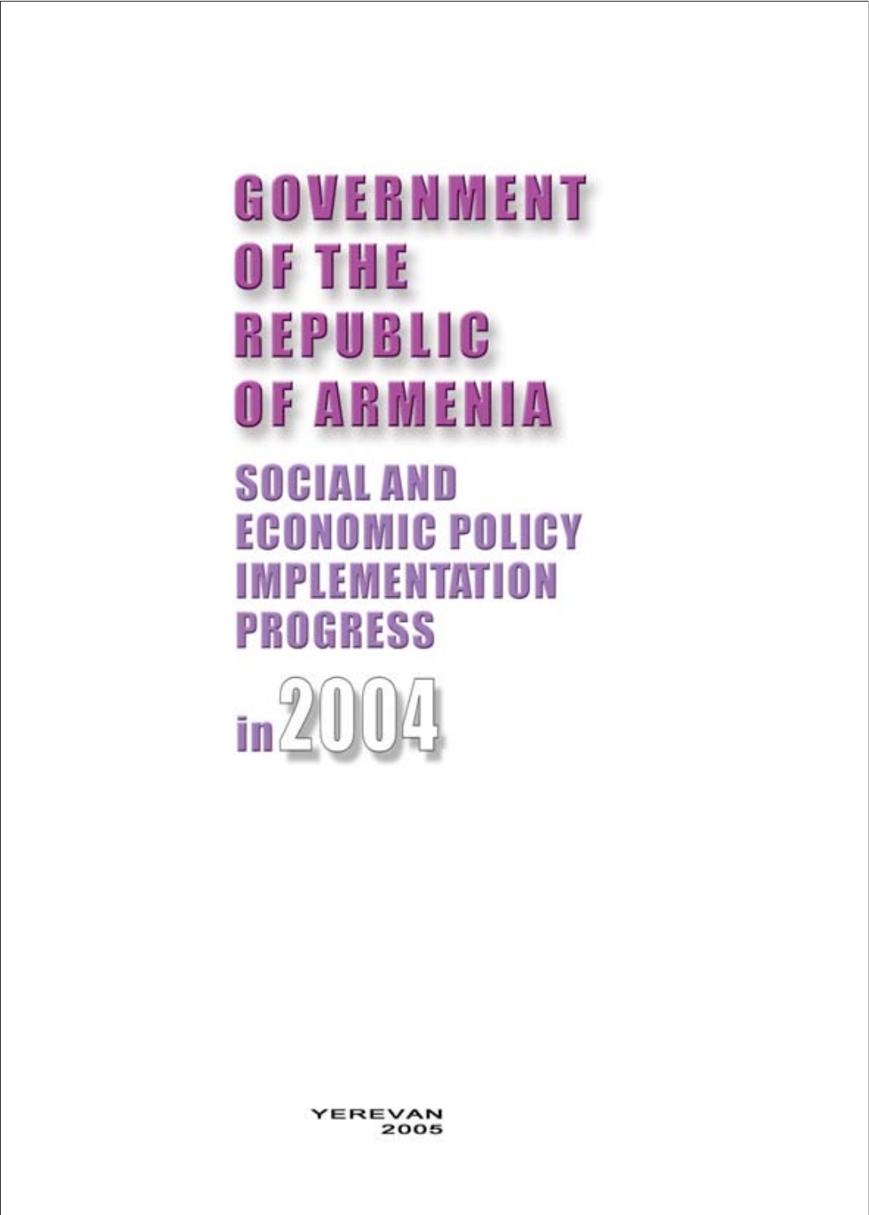# GOVERNMENT OF THE REPUBLIC OF ARMENIA

## SOCIAL AND ECONOMIC POLICY IMPLEMENTATION PROGRESS

## in 2004

YEREVAN
2005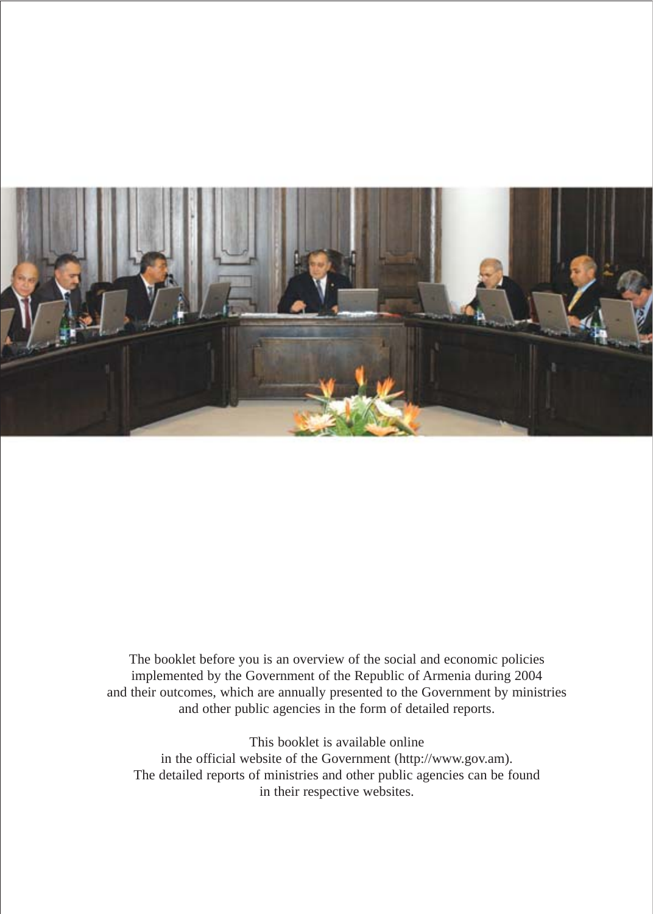The booklet before you is an overview of the social and economic policies implemented by the Government of the Republic of Armenia during 2004 and their outcomes, which are annually presented to the Government by ministries and other public agencies in the form of detailed reports.

This booklet is available online in the official website of the Government (http://www.gov.am). The detailed reports of ministries and other public agencies can be found in their respective websites.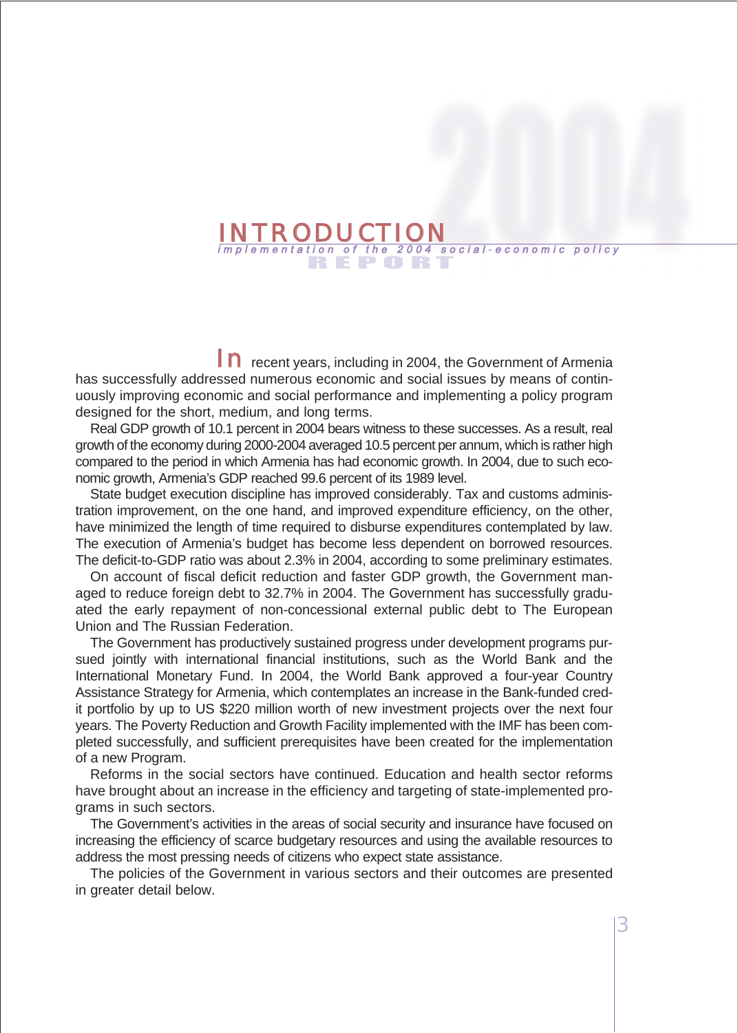# INTRODUCTION

*implementation of the 2004 social-economic policy*

**REPORT**

In recent years, including in 2004, the Government of Armenia has successfully addressed numerous economic and social issues by means of continuously improving economic and social performance and implementing a policy program designed for the short, medium, and long terms.

Real GDP growth of 10.1 percent in 2004 bears witness to these successes. As a result, real growth of the economy during 2000-2004 averaged 10.5 percent per annum, which is rather high compared to the period in which Armenia has had economic growth. In 2004, due to such economic growth, Armenia's GDP reached 99.6 percent of its 1989 level.

State budget execution discipline has improved considerably. Tax and customs administration improvement, on the one hand, and improved expenditure efficiency, on the other, have minimized the length of time required to disburse expenditures contemplated by law. The execution of Armenia's budget has become less dependent on borrowed resources. The deficit-to-GDP ratio was about 2.3% in 2004, according to some preliminary estimates.

On account of fiscal deficit reduction and faster GDP growth, the Government managed to reduce foreign debt to 32.7% in 2004. The Government has successfully graduated the early repayment of non-concessional external public debt to The European Union and The Russian Federation.

The Government has productively sustained progress under development programs pursued jointly with international financial institutions, such as the World Bank and the International Monetary Fund. In 2004, the World Bank approved a four-year Country Assistance Strategy for Armenia, which contemplates an increase in the Bank-funded credit portfolio by up to US $220 million worth of new investment projects over the next four years. The Poverty Reduction and Growth Facility implemented with the IMF has been completed successfully, and sufficient prerequisites have been created for the implementation of a new Program.

Reforms in the social sectors have continued. Education and health sector reforms have brought about an increase in the efficiency and targeting of state-implemented programs in such sectors.

The Government's activities in the areas of social security and insurance have focused on increasing the efficiency of scarce budgetary resources and using the available resources to address the most pressing needs of citizens who expect state assistance.

The policies of the Government in various sectors and their outcomes are presented in greater detail below.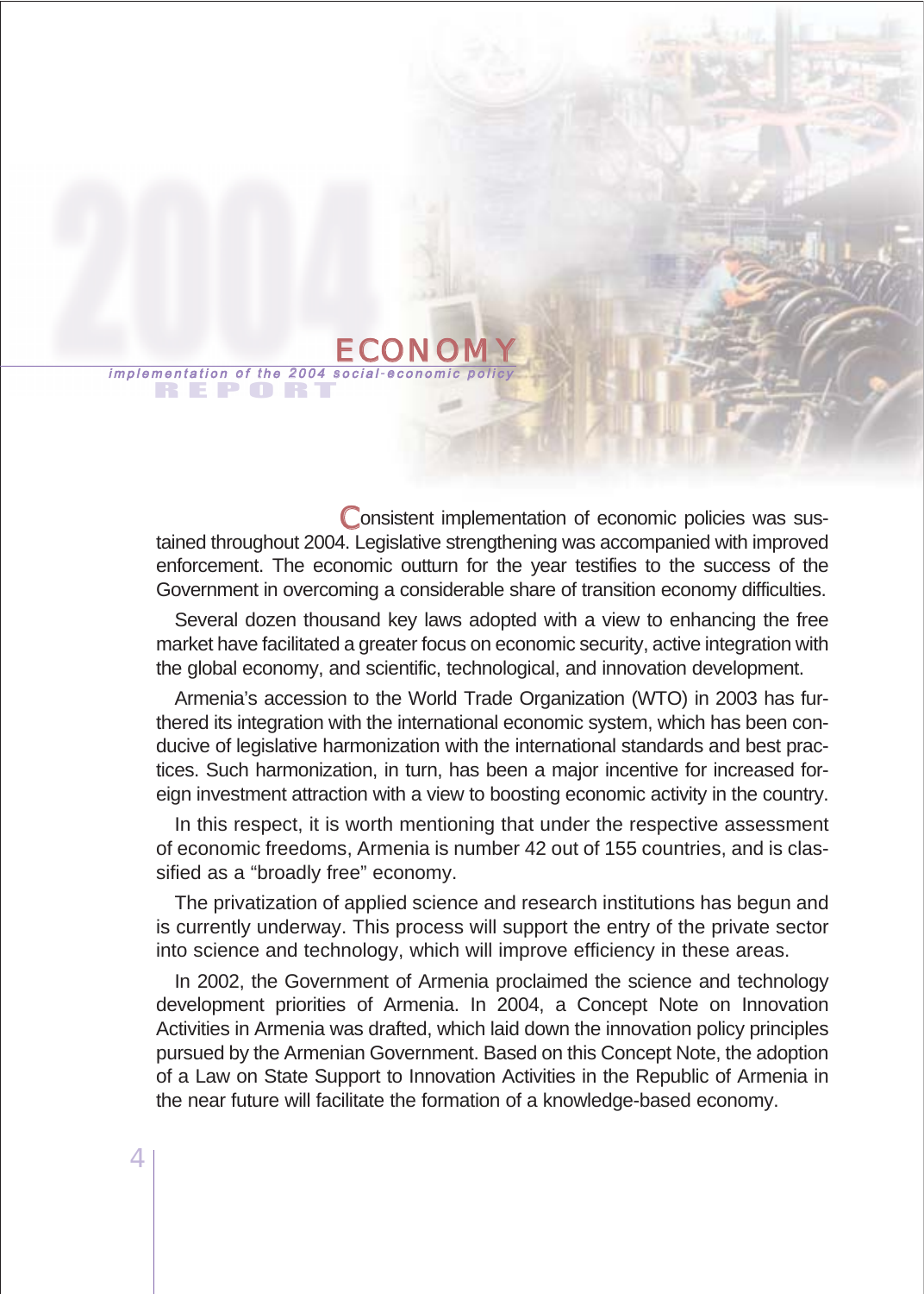# ECONOMY

*implementation of the 2004 social-economic policy*

Consistent implementation of economic policies was sustained throughout 2004. Legislative strengthening was accompanied with improved enforcement. The economic outturn for the year testifies to the success of the Government in overcoming a considerable share of transition economy difficulties.

Several dozen thousand key laws adopted with a view to enhancing the free market have facilitated a greater focus on economic security, active integration with the global economy, and scientific, technological, and innovation development.

Armenia's accession to the World Trade Organization (WTO) in 2003 has furthered its integration with the international economic system, which has been conducive of legislative harmonization with the international standards and best practices. Such harmonization, in turn, has been a major incentive for increased foreign investment attraction with a view to boosting economic activity in the country.

In this respect, it is worth mentioning that under the respective assessment of economic freedoms, Armenia is number 42 out of 155 countries, and is classified as a "broadly free" economy.

The privatization of applied science and research institutions has begun and is currently underway. This process will support the entry of the private sector into science and technology, which will improve efficiency in these areas.

In 2002, the Government of Armenia proclaimed the science and technology development priorities of Armenia. In 2004, a Concept Note on Innovation Activities in Armenia was drafted, which laid down the innovation policy principles pursued by the Armenian Government. Based on this Concept Note, the adoption of a Law on State Support to Innovation Activities in the Republic of Armenia in the near future will facilitate the formation of a knowledge-based economy.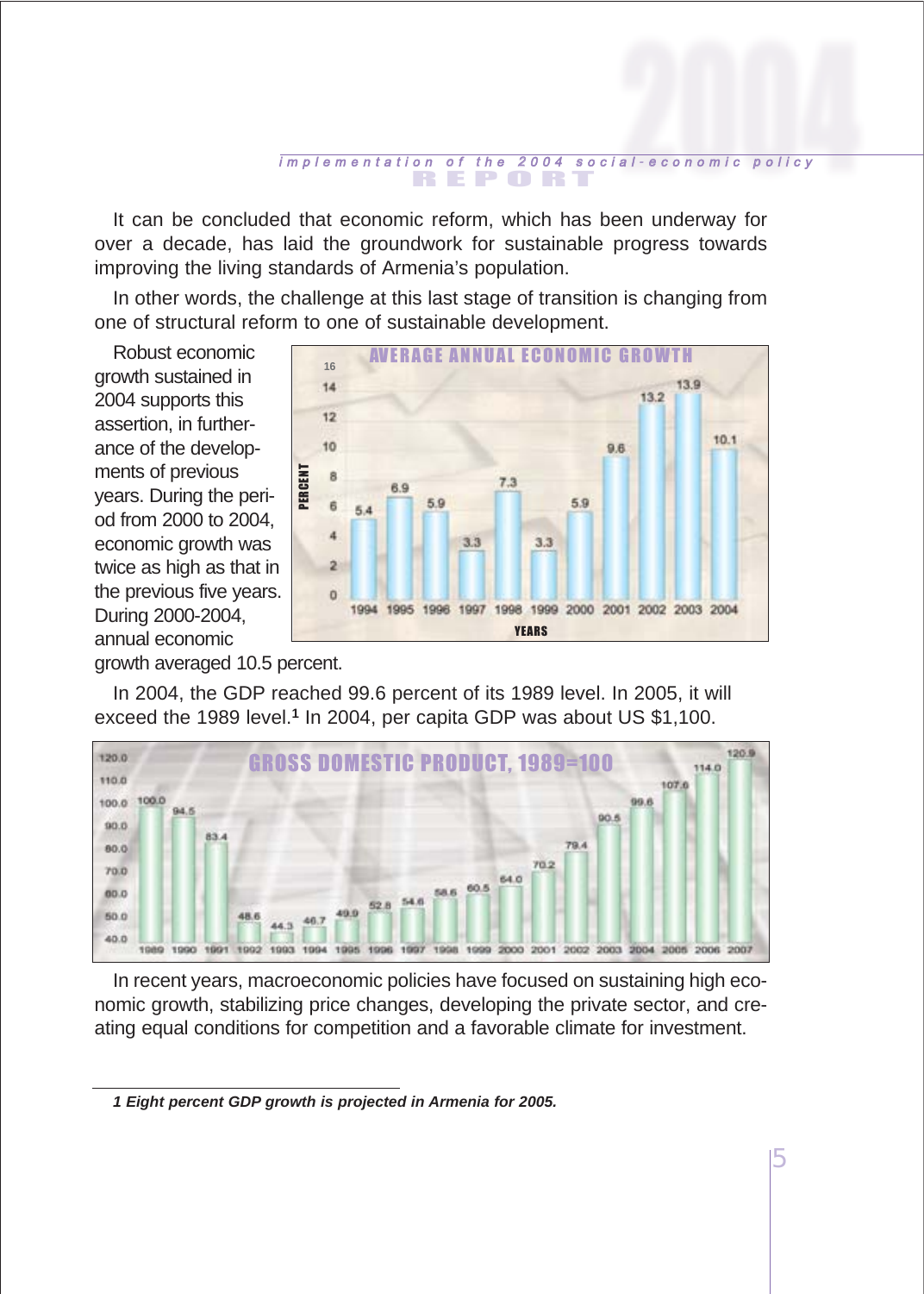It can be concluded that economic reform, which has been underway for over a decade, has laid the groundwork for sustainable progress towards improving the living standards of Armenia's population.

In other words, the challenge at this last stage of transition is changing from one of structural reform to one of sustainable development.

Robust economic growth sustained in 2004 supports this assertion, in furtherance of the developments of previous years. During the period from 2000 to 2004, economic growth was twice as high as that in the previous five years. During 2000-2004, annual economic growth averaged 10.5 percent.

**AVERAGE ANNUAL ECONOMIC GROWTH**

| Years | 1994 | 1995 | 1996 | 1997 | 1998 | 1999 | 2000 | 2001 | 2002 | 2003 | 2004 |
|---|---|---|---|---|---|---|---|---|---|---|---|
| Percent | 5.4 | 6.9 | 5.9 | 3.3 | 7.3 | 3.3 | 5.9 | 9.6 | 13.2 | 13.9 | 10.1 |

In 2004, the GDP reached 99.6 percent of its 1989 level. In 2005, it will exceed the 1989 level.[1] In 2004, per capita GDP was about US $1,100.

**GROSS DOMESTIC PRODUCT, 1989=100**

| Year | 1989 | 1990 | 1991 | 1992 | 1993 | 1994 | 1995 | 1996 | 1997 | 1998 | 1999 | 2000 | 2001 | 2002 | 2003 | 2004 | 2005 | 2006 | 2007 |
|---|---|---|---|---|---|---|---|---|---|---|---|---|---|---|---|---|---|---|---|
| GDP | 100.0 | 94.5 | 83.4 | 48.6 | 44.3 | 46.7 | 49.9 | 52.8 | 54.6 | 58.6 | 60.5 | 64.0 | 70.2 | 79.4 | 90.5 | 99.6 | 107.6 | 114.0 | 120.9 |

In recent years, macroeconomic policies have focused on sustaining high economic growth, stabilizing price changes, developing the private sector, and creating equal conditions for competition and a favorable climate for investment.

*1 Eight percent GDP growth is projected in Armenia for 2005.*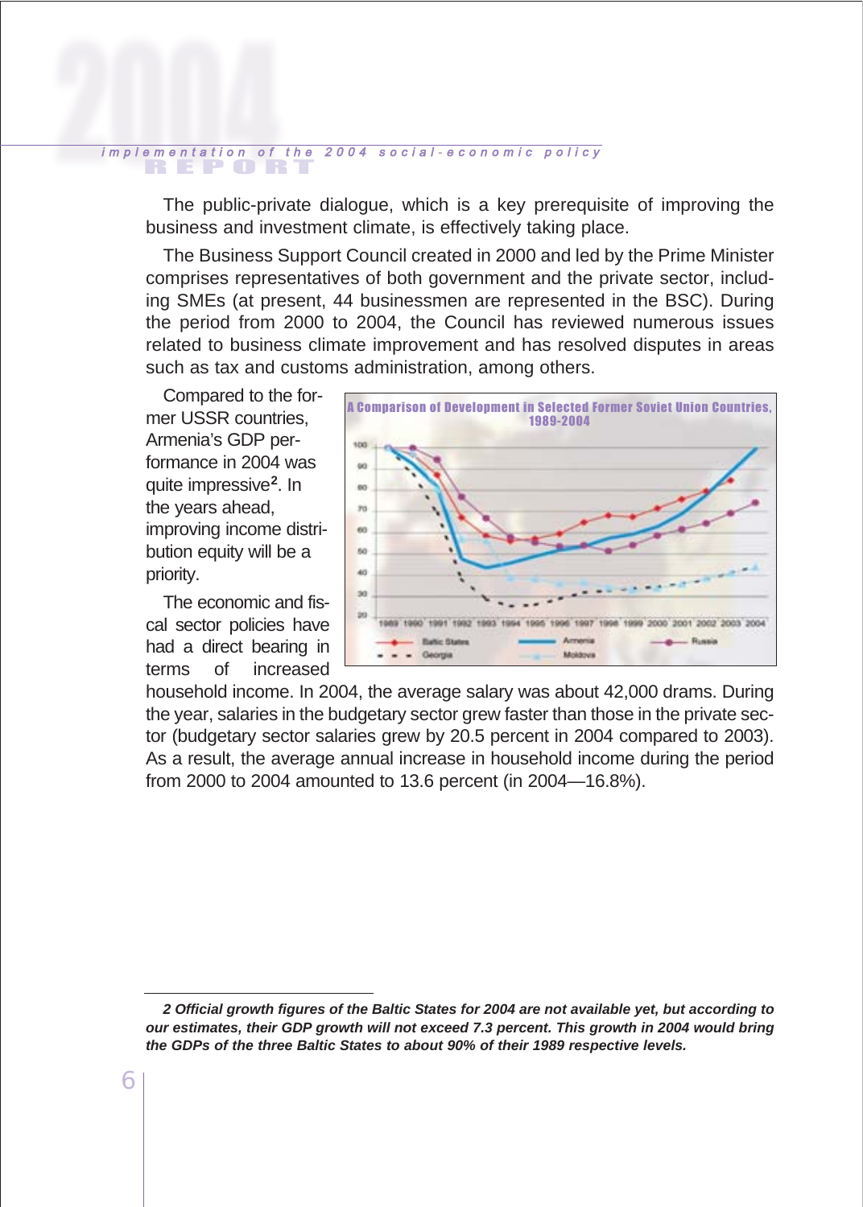The public-private dialogue, which is a key prerequisite of improving the business and investment climate, is effectively taking place.

The Business Support Council created in 2000 and led by the Prime Minister comprises representatives of both government and the private sector, including SMEs (at present, 44 businessmen are represented in the BSC). During the period from 2000 to 2004, the Council has reviewed numerous issues related to business climate improvement and has resolved disputes in areas such as tax and customs administration, among others.

Compared to the former USSR countries, Armenia's GDP performance in 2004 was quite impressive[2]. In the years ahead, improving income distribution equity will be a priority.

**A Comparison of Development in Selected Former Soviet Union Countries, 1989-2004**

The economic and fiscal sector policies have had a direct bearing in terms of increased household income. In 2004, the average salary was about 42,000 drams. During the year, salaries in the budgetary sector grew faster than those in the private sector (budgetary sector salaries grew by 20.5 percent in 2004 compared to 2003). As a result, the average annual increase in household income during the period from 2000 to 2004 amounted to 13.6 percent (in 2004—16.8%).

---

*2 Official growth figures of the Baltic States for 2004 are not available yet, but according to our estimates, their GDP growth will not exceed 7.3 percent. This growth in 2004 would bring the GDPs of the three Baltic States to about 90% of their 1989 respective levels.*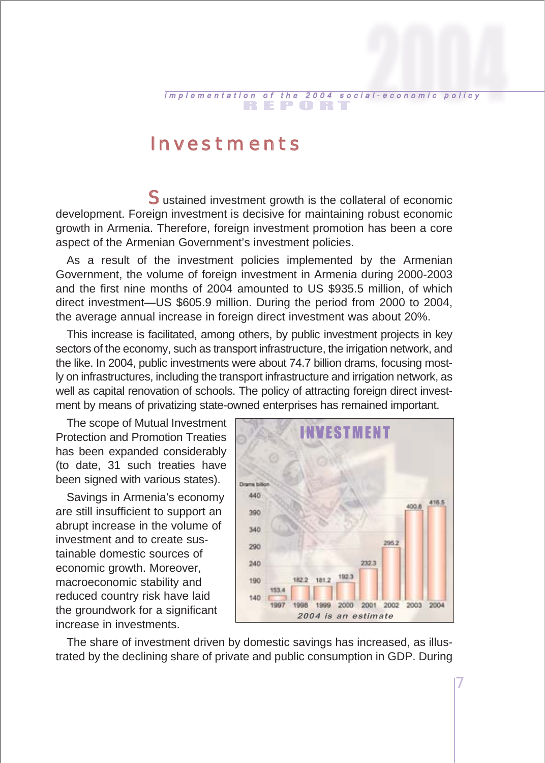# Investments

Sustained investment growth is the collateral of economic development. Foreign investment is decisive for maintaining robust economic growth in Armenia. Therefore, foreign investment promotion has been a core aspect of the Armenian Government's investment policies.

As a result of the investment policies implemented by the Armenian Government, the volume of foreign investment in Armenia during 2000-2003 and the first nine months of 2004 amounted to US $935.5 million, of which direct investment—US $605.9 million. During the period from 2000 to 2004, the average annual increase in foreign direct investment was about 20%.

This increase is facilitated, among others, by public investment projects in key sectors of the economy, such as transport infrastructure, the irrigation network, and the like. In 2004, public investments were about 74.7 billion drams, focusing mostly on infrastructures, including the transport infrastructure and irrigation network, as well as capital renovation of schools. The policy of attracting foreign direct investment by means of privatizing state-owned enterprises has remained important.

The scope of Mutual Investment Protection and Promotion Treaties has been expanded considerably (to date, 31 such treaties have been signed with various states).

Savings in Armenia's economy are still insufficient to support an abrupt increase in the volume of investment and to create sustainable domestic sources of economic growth. Moreover, macroeconomic stability and reduced country risk have laid the groundwork for a significant increase in investments.

**INVESTMENT**

Drams billion

| Year | 1997 | 1998 | 1999 | 2000 | 2001 | 2002 | 2003 | 2004 |
|---|---|---|---|---|---|---|---|---|
| Investment | 153.4 | 182.2 | 181.2 | 192.3 | 232.3 | 295.2 | 400.6 | 416.5 |

*2004 is an estimate*

The share of investment driven by domestic savings has increased, as illustrated by the declining share of private and public consumption in GDP. During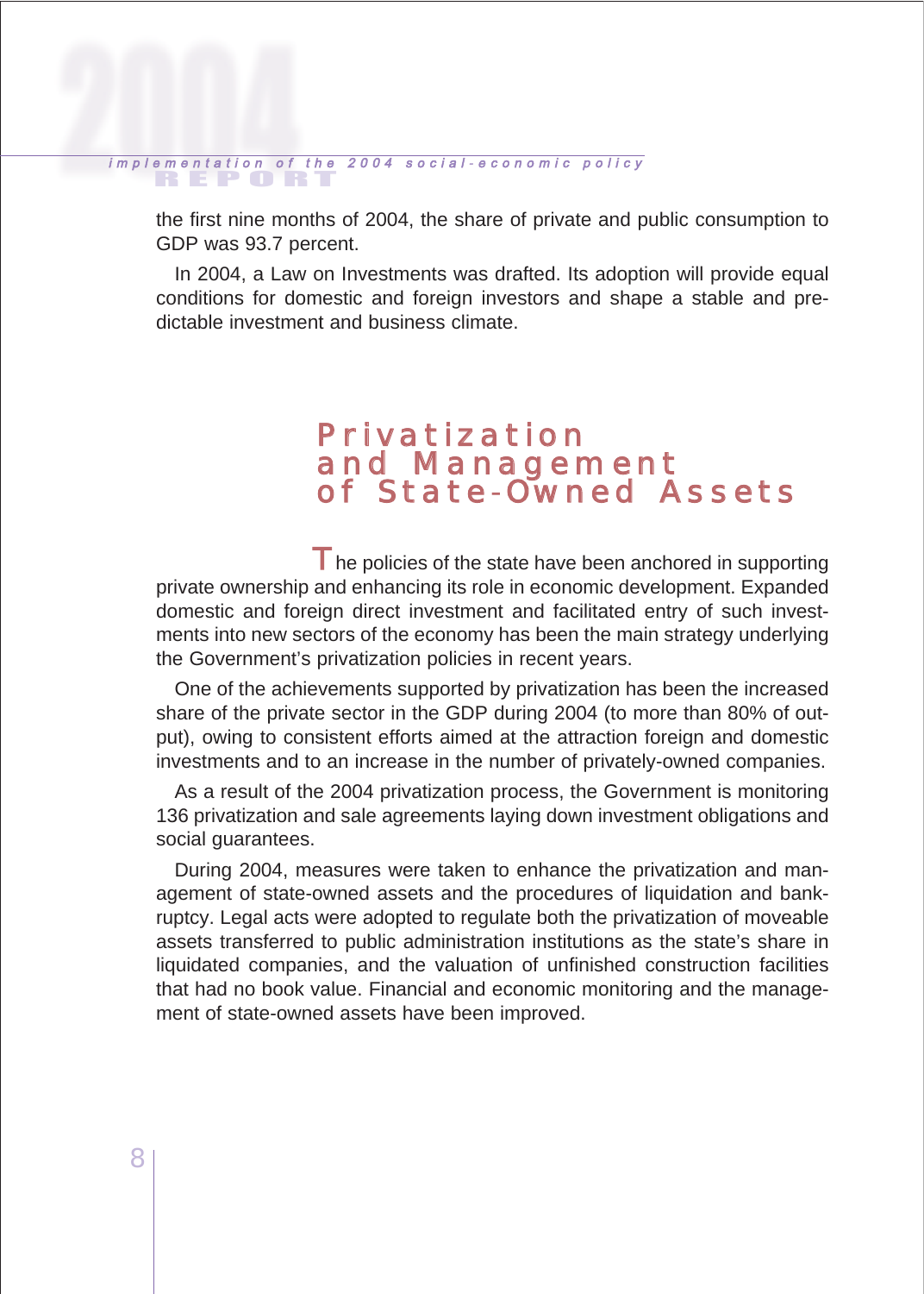the first nine months of 2004, the share of private and public consumption to GDP was 93.7 percent.

In 2004, a Law on Investments was drafted. Its adoption will provide equal conditions for domestic and foreign investors and shape a stable and predictable investment and business climate.

## Privatization and Management of State-Owned Assets

The policies of the state have been anchored in supporting private ownership and enhancing its role in economic development. Expanded domestic and foreign direct investment and facilitated entry of such investments into new sectors of the economy has been the main strategy underlying the Government's privatization policies in recent years.

One of the achievements supported by privatization has been the increased share of the private sector in the GDP during 2004 (to more than 80% of output), owing to consistent efforts aimed at the attraction foreign and domestic investments and to an increase in the number of privately-owned companies.

As a result of the 2004 privatization process, the Government is monitoring 136 privatization and sale agreements laying down investment obligations and social guarantees.

During 2004, measures were taken to enhance the privatization and management of state-owned assets and the procedures of liquidation and bankruptcy. Legal acts were adopted to regulate both the privatization of moveable assets transferred to public administration institutions as the state's share in liquidated companies, and the valuation of unfinished construction facilities that had no book value. Financial and economic monitoring and the management of state-owned assets have been improved.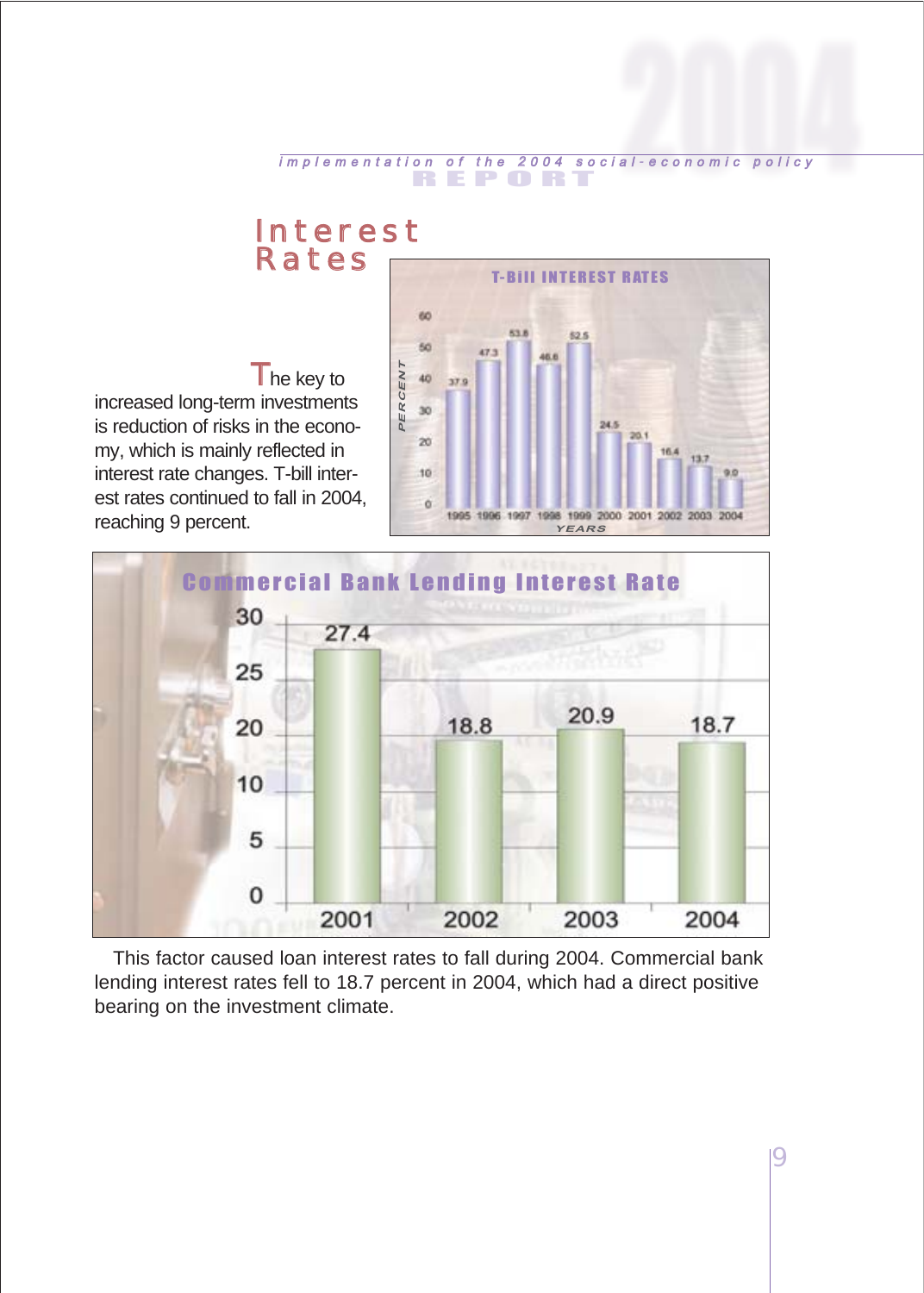# Interest Rates

The key to increased long-term investments is reduction of risks in the economy, which is mainly reflected in interest rate changes. T-bill interest rates continued to fall in 2004, reaching 9 percent.

**T-Bill INTEREST RATES**

| Years | 1995 | 1996 | 1997 | 1998 | 1999 | 2000 | 2001 | 2002 | 2003 | 2004 |
|---|---|---|---|---|---|---|---|---|---|---|
| Percent | 37.9 | 47.3 | 53.8 | 46.6 | 52.5 | 24.5 | 20.1 | 16.4 | 13.7 | 9.0 |

**Commercial Bank Lending Interest Rate**

| Year | 2001 | 2002 | 2003 | 2004 |
|---|---|---|---|---|
| Rate | 27.4 | 18.8 | 20.9 | 18.7 |

This factor caused loan interest rates to fall during 2004. Commercial bank lending interest rates fell to 18.7 percent in 2004, which had a direct positive bearing on the investment climate.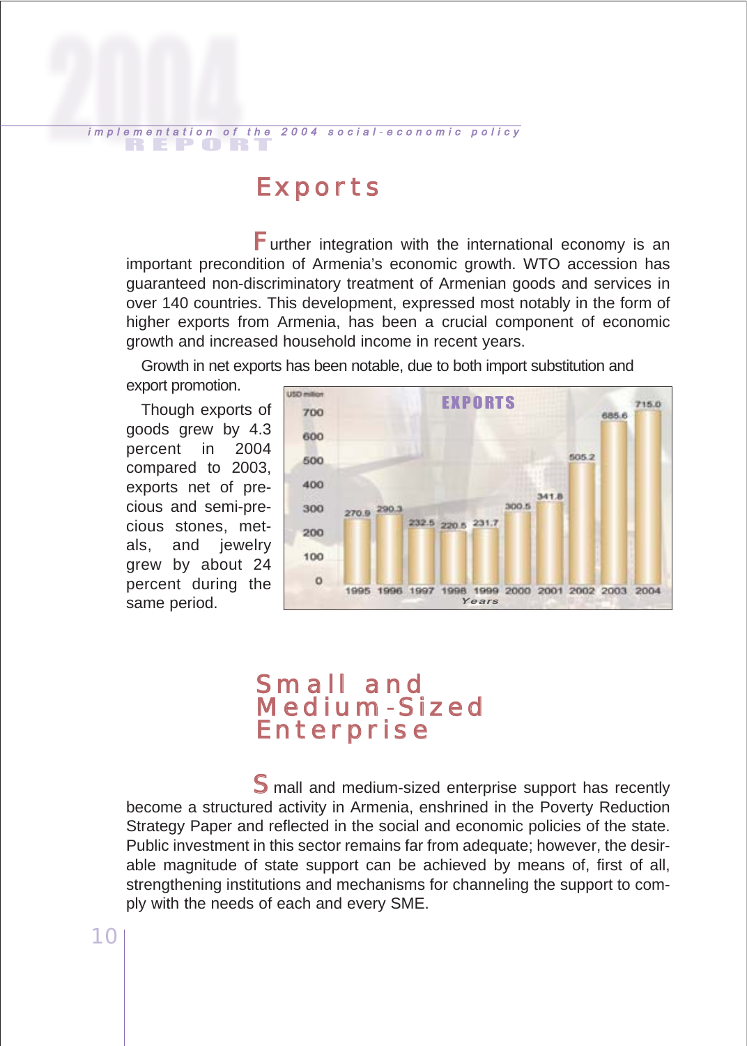# Exports

Further integration with the international economy is an important precondition of Armenia's economic growth. WTO accession has guaranteed non-discriminatory treatment of Armenian goods and services in over 140 countries. This development, expressed most notably in the form of higher exports from Armenia, has been a crucial component of economic growth and increased household income in recent years.

Growth in net exports has been notable, due to both import substitution and export promotion.

Though exports of goods grew by 4.3 percent in 2004 compared to 2003, exports net of precious and semi-precious stones, metals, and jewelry grew by about 24 percent during the same period.

**EXPORTS** (USD million)

| Years | 1995 | 1996 | 1997 | 1998 | 1999 | 2000 | 2001 | 2002 | 2003 | 2004 |
|---|---|---|---|---|---|---|---|---|---|---|
| Exports | 270.9 | 290.3 | 232.5 | 220.5 | 231.7 | 300.5 | 341.8 | 505.2 | 685.6 | 715.0 |

# Small and Medium-Sized Enterprise

Small and medium-sized enterprise support has recently become a structured activity in Armenia, enshrined in the Poverty Reduction Strategy Paper and reflected in the social and economic policies of the state. Public investment in this sector remains far from adequate; however, the desirable magnitude of state support can be achieved by means of, first of all, strengthening institutions and mechanisms for channeling the support to comply with the needs of each and every SME.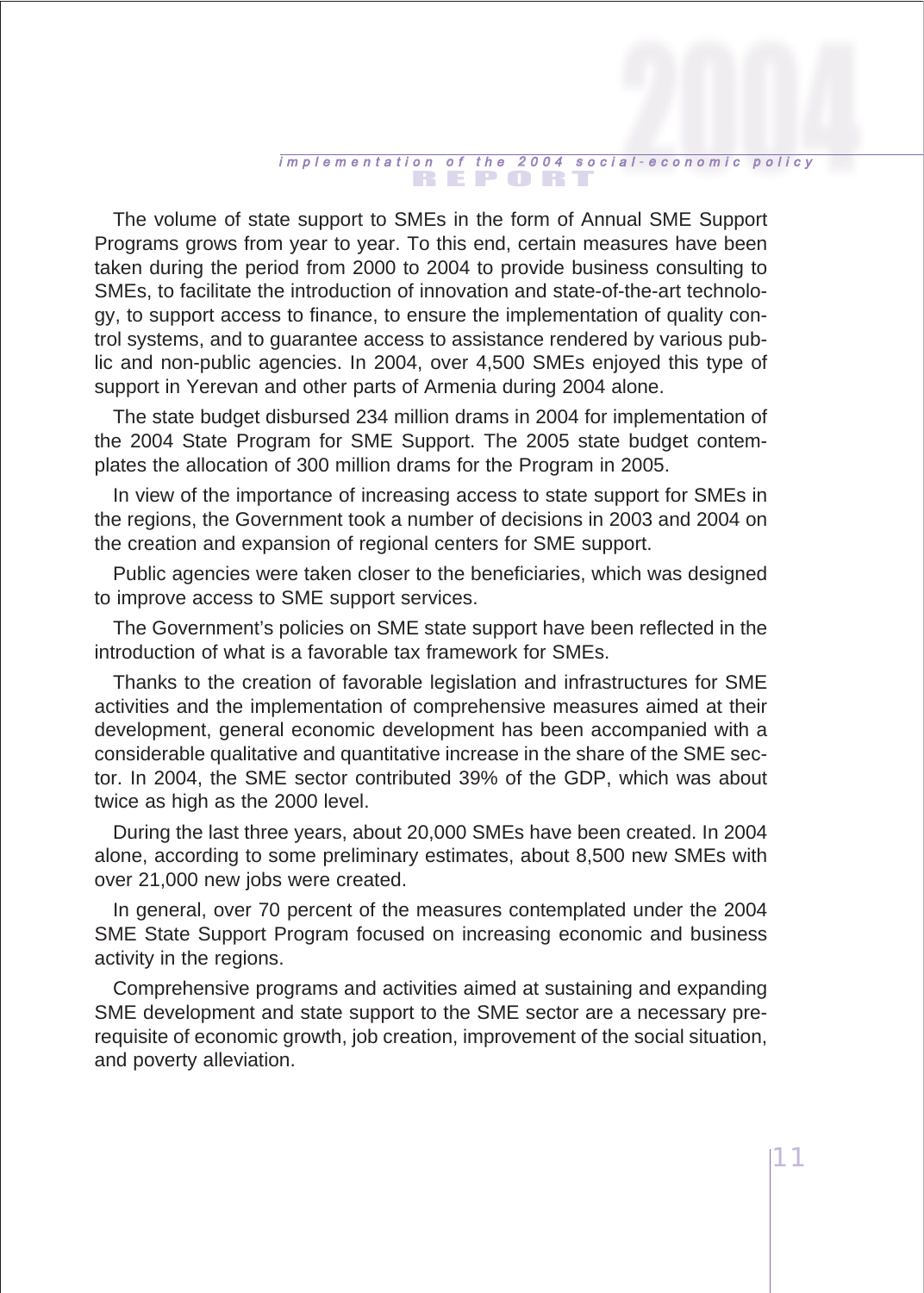The volume of state support to SMEs in the form of Annual SME Support Programs grows from year to year. To this end, certain measures have been taken during the period from 2000 to 2004 to provide business consulting to SMEs, to facilitate the introduction of innovation and state-of-the-art technology, to support access to finance, to ensure the implementation of quality control systems, and to guarantee access to assistance rendered by various public and non-public agencies. In 2004, over 4,500 SMEs enjoyed this type of support in Yerevan and other parts of Armenia during 2004 alone.

The state budget disbursed 234 million drams in 2004 for implementation of the 2004 State Program for SME Support. The 2005 state budget contemplates the allocation of 300 million drams for the Program in 2005.

In view of the importance of increasing access to state support for SMEs in the regions, the Government took a number of decisions in 2003 and 2004 on the creation and expansion of regional centers for SME support.

Public agencies were taken closer to the beneficiaries, which was designed to improve access to SME support services.

The Government's policies on SME state support have been reflected in the introduction of what is a favorable tax framework for SMEs.

Thanks to the creation of favorable legislation and infrastructures for SME activities and the implementation of comprehensive measures aimed at their development, general economic development has been accompanied with a considerable qualitative and quantitative increase in the share of the SME sector. In 2004, the SME sector contributed 39% of the GDP, which was about twice as high as the 2000 level.

During the last three years, about 20,000 SMEs have been created. In 2004 alone, according to some preliminary estimates, about 8,500 new SMEs with over 21,000 new jobs were created.

In general, over 70 percent of the measures contemplated under the 2004 SME State Support Program focused on increasing economic and business activity in the regions.

Comprehensive programs and activities aimed at sustaining and expanding SME development and state support to the SME sector are a necessary prerequisite of economic growth, job creation, improvement of the social situation, and poverty alleviation.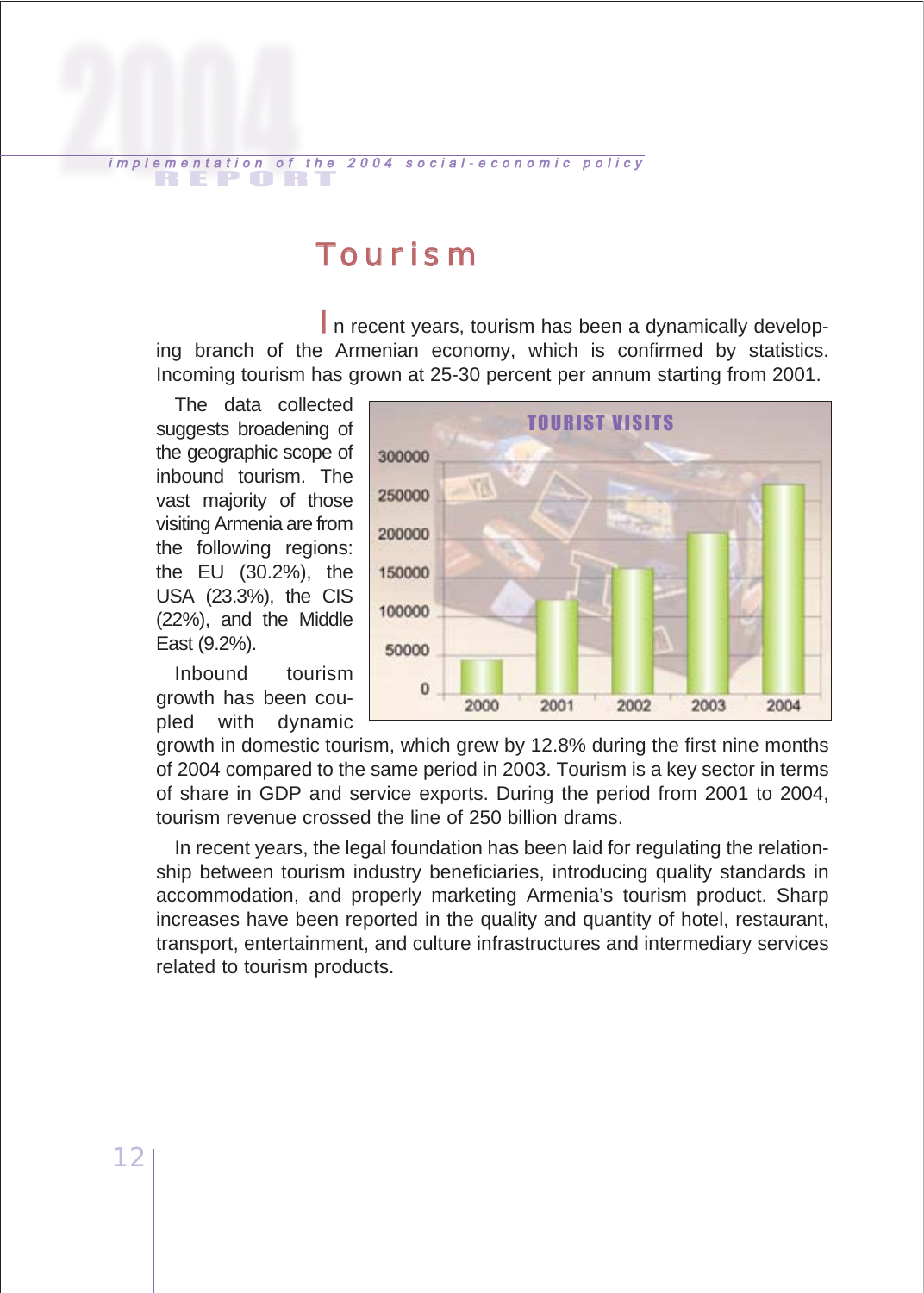# Tourism

In recent years, tourism has been a dynamically developing branch of the Armenian economy, which is confirmed by statistics. Incoming tourism has grown at 25-30 percent per annum starting from 2001.

The data collected suggests broadening of the geographic scope of inbound tourism. The vast majority of those visiting Armenia are from the following regions: the EU (30.2%), the USA (23.3%), the CIS (22%), and the Middle East (9.2%).

**TOURIST VISITS**

Inbound tourism growth has been coupled with dynamic growth in domestic tourism, which grew by 12.8% during the first nine months of 2004 compared to the same period in 2003. Tourism is a key sector in terms of share in GDP and service exports. During the period from 2001 to 2004, tourism revenue crossed the line of 250 billion drams.

In recent years, the legal foundation has been laid for regulating the relationship between tourism industry beneficiaries, introducing quality standards in accommodation, and properly marketing Armenia's tourism product. Sharp increases have been reported in the quality and quantity of hotel, restaurant, transport, entertainment, and culture infrastructures and intermediary services related to tourism products.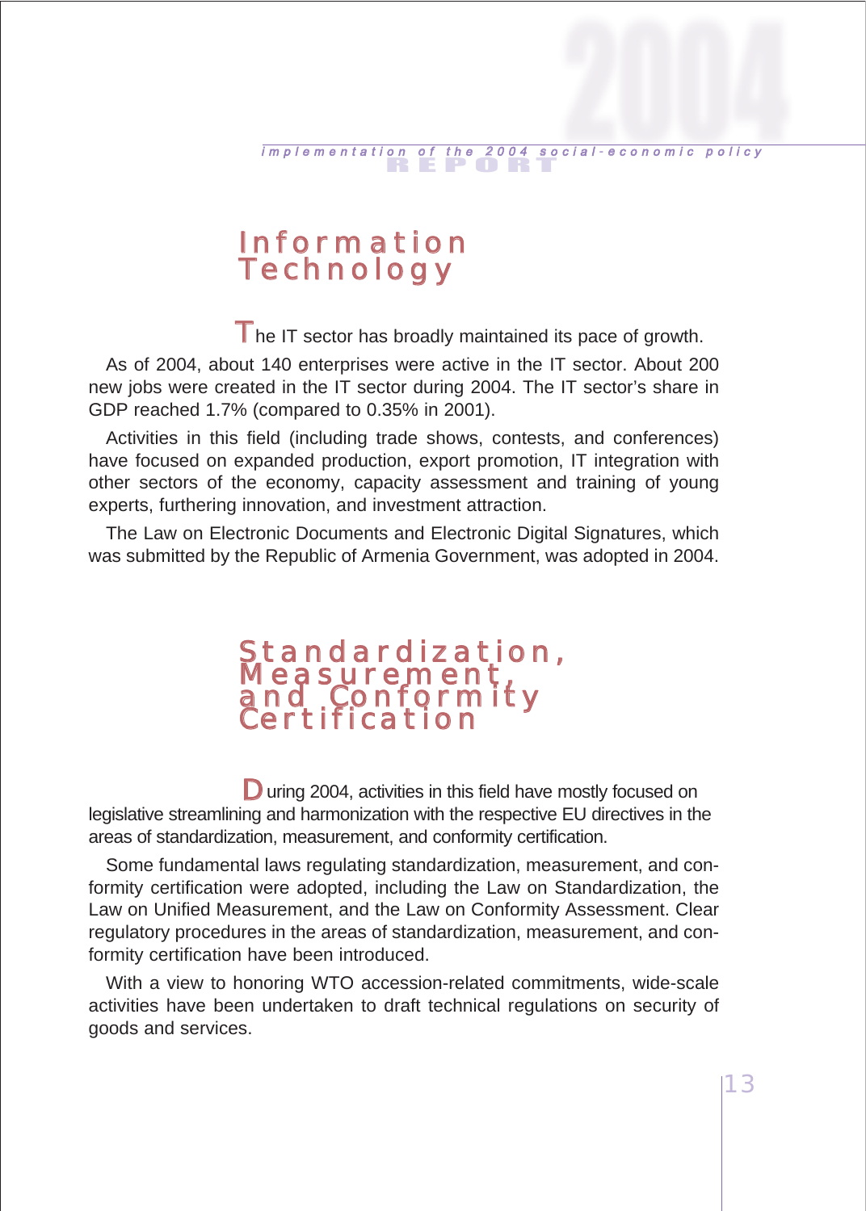## Information Technology

The IT sector has broadly maintained its pace of growth.

As of 2004, about 140 enterprises were active in the IT sector. About 200 new jobs were created in the IT sector during 2004. The IT sector's share in GDP reached 1.7% (compared to 0.35% in 2001).

Activities in this field (including trade shows, contests, and conferences) have focused on expanded production, export promotion, IT integration with other sectors of the economy, capacity assessment and training of young experts, furthering innovation, and investment attraction.

The Law on Electronic Documents and Electronic Digital Signatures, which was submitted by the Republic of Armenia Government, was adopted in 2004.

## Standardization, Measurement, and Conformity Certification

During 2004, activities in this field have mostly focused on legislative streamlining and harmonization with the respective EU directives in the areas of standardization, measurement, and conformity certification.

Some fundamental laws regulating standardization, measurement, and conformity certification were adopted, including the Law on Standardization, the Law on Unified Measurement, and the Law on Conformity Assessment. Clear regulatory procedures in the areas of standardization, measurement, and conformity certification have been introduced.

With a view to honoring WTO accession-related commitments, wide-scale activities have been undertaken to draft technical regulations on security of goods and services.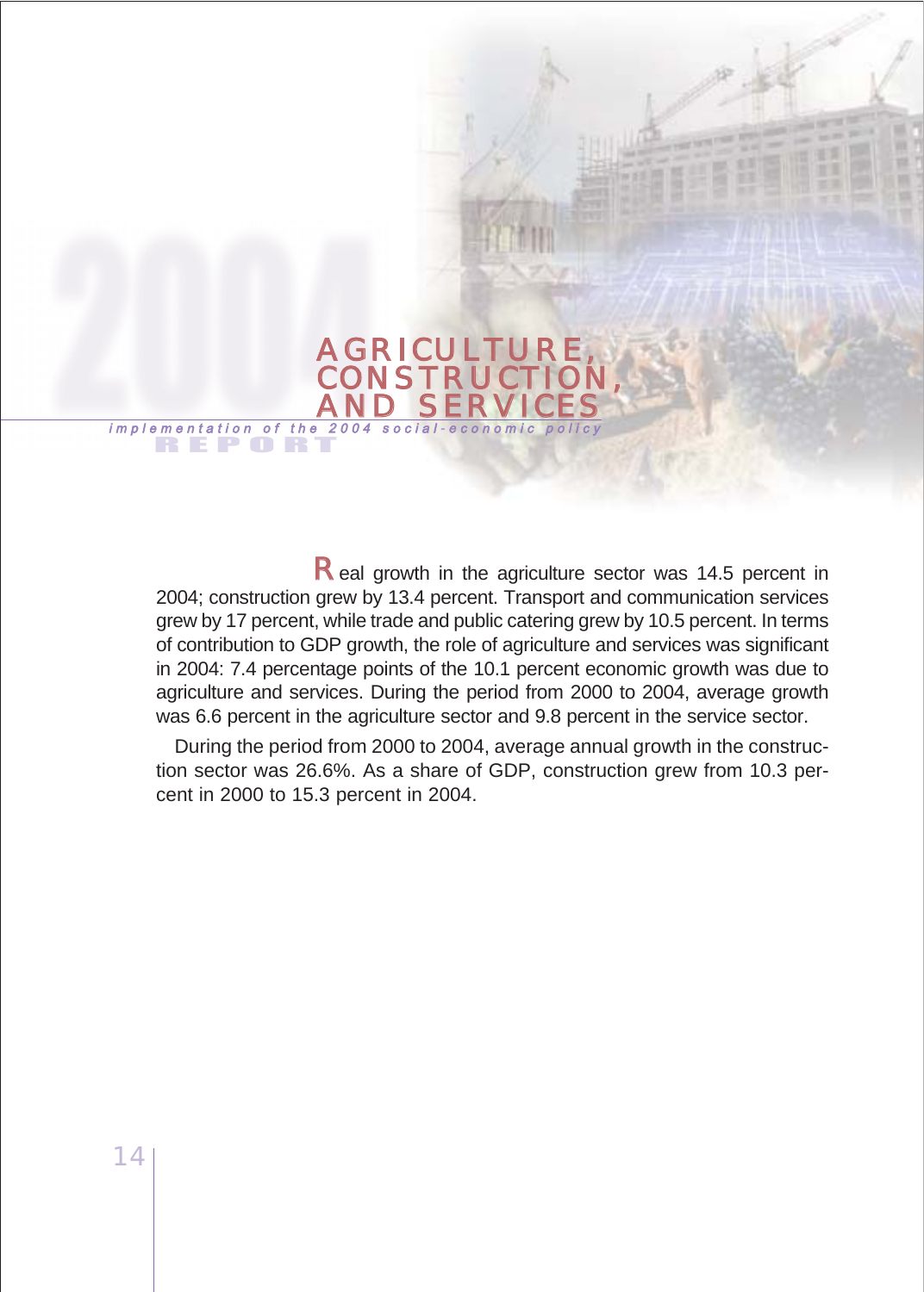# AGRICULTURE, CONSTRUCTION, AND SERVICES

Real growth in the agriculture sector was 14.5 percent in 2004; construction grew by 13.4 percent. Transport and communication services grew by 17 percent, while trade and public catering grew by 10.5 percent. In terms of contribution to GDP growth, the role of agriculture and services was significant in 2004: 7.4 percentage points of the 10.1 percent economic growth was due to agriculture and services. During the period from 2000 to 2004, average growth was 6.6 percent in the agriculture sector and 9.8 percent in the service sector.

During the period from 2000 to 2004, average annual growth in the construction sector was 26.6%. As a share of GDP, construction grew from 10.3 percent in 2000 to 15.3 percent in 2004.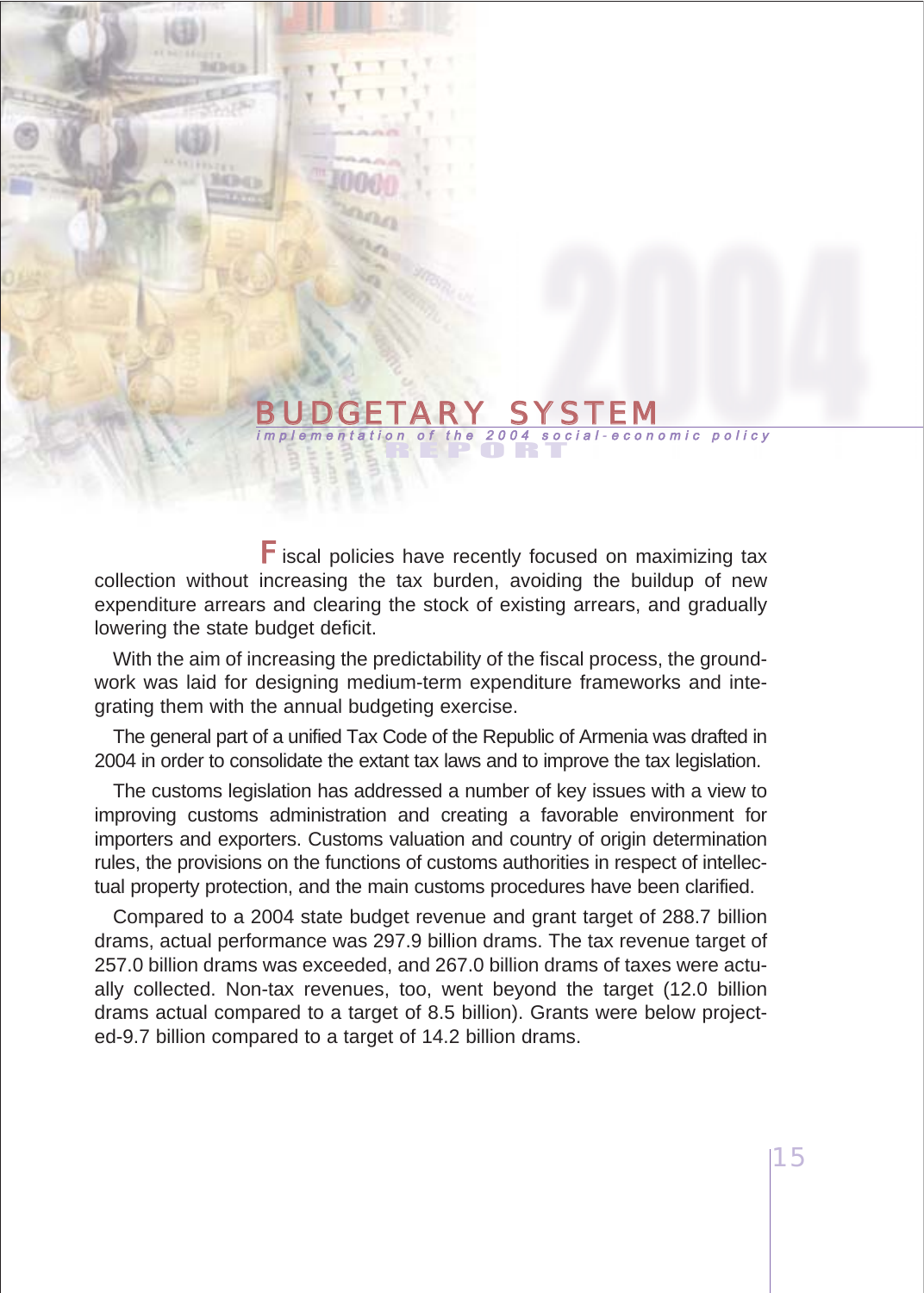# BUDGETARY SYSTEM

*implementation of the 2004 social-economic policy*

Fiscal policies have recently focused on maximizing tax collection without increasing the tax burden, avoiding the buildup of new expenditure arrears and clearing the stock of existing arrears, and gradually lowering the state budget deficit.

With the aim of increasing the predictability of the fiscal process, the groundwork was laid for designing medium-term expenditure frameworks and integrating them with the annual budgeting exercise.

The general part of a unified Tax Code of the Republic of Armenia was drafted in 2004 in order to consolidate the extant tax laws and to improve the tax legislation.

The customs legislation has addressed a number of key issues with a view to improving customs administration and creating a favorable environment for importers and exporters. Customs valuation and country of origin determination rules, the provisions on the functions of customs authorities in respect of intellectual property protection, and the main customs procedures have been clarified.

Compared to a 2004 state budget revenue and grant target of 288.7 billion drams, actual performance was 297.9 billion drams. The tax revenue target of 257.0 billion drams was exceeded, and 267.0 billion drams of taxes were actually collected. Non-tax revenues, too, went beyond the target (12.0 billion drams actual compared to a target of 8.5 billion). Grants were below projected-9.7 billion compared to a target of 14.2 billion drams.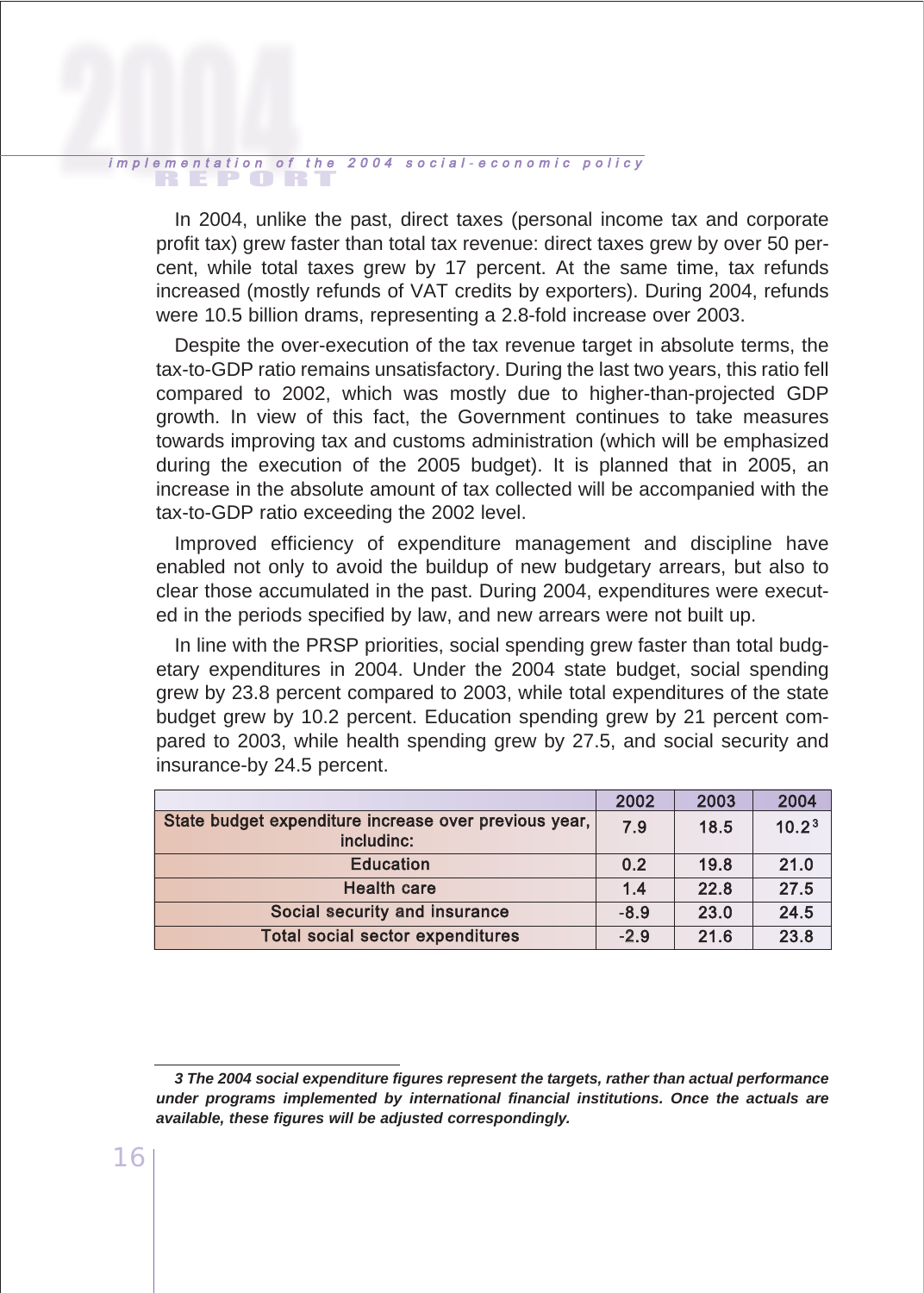In 2004, unlike the past, direct taxes (personal income tax and corporate profit tax) grew faster than total tax revenue: direct taxes grew by over 50 percent, while total taxes grew by 17 percent. At the same time, tax refunds increased (mostly refunds of VAT credits by exporters). During 2004, refunds were 10.5 billion drams, representing a 2.8-fold increase over 2003.

Despite the over-execution of the tax revenue target in absolute terms, the tax-to-GDP ratio remains unsatisfactory. During the last two years, this ratio fell compared to 2002, which was mostly due to higher-than-projected GDP growth. In view of this fact, the Government continues to take measures towards improving tax and customs administration (which will be emphasized during the execution of the 2005 budget). It is planned that in 2005, an increase in the absolute amount of tax collected will be accompanied with the tax-to-GDP ratio exceeding the 2002 level.

Improved efficiency of expenditure management and discipline have enabled not only to avoid the buildup of new budgetary arrears, but also to clear those accumulated in the past. During 2004, expenditures were executed in the periods specified by law, and new arrears were not built up.

In line with the PRSP priorities, social spending grew faster than total budgetary expenditures in 2004. Under the 2004 state budget, social spending grew by 23.8 percent compared to 2003, while total expenditures of the state budget grew by 10.2 percent. Education spending grew by 21 percent compared to 2003, while health spending grew by 27.5, and social security and insurance-by 24.5 percent.

| | 2002 | 2003 | 2004 |
|---|---|---|---|
| State budget expenditure increase over previous year, includinc: | 7.9 | 18.5 | 10.2[3] |
| Education | 0.2 | 19.8 | 21.0 |
| Health care | 1.4 | 22.8 | 27.5 |
| Social security and insurance | -8.9 | 23.0 | 24.5 |
| Total social sector expenditures | -2.9 | 21.6 | 23.8 |

***3 The 2004 social expenditure figures represent the targets, rather than actual performance under programs implemented by international financial institutions. Once the actuals are available, these figures will be adjusted correspondingly.***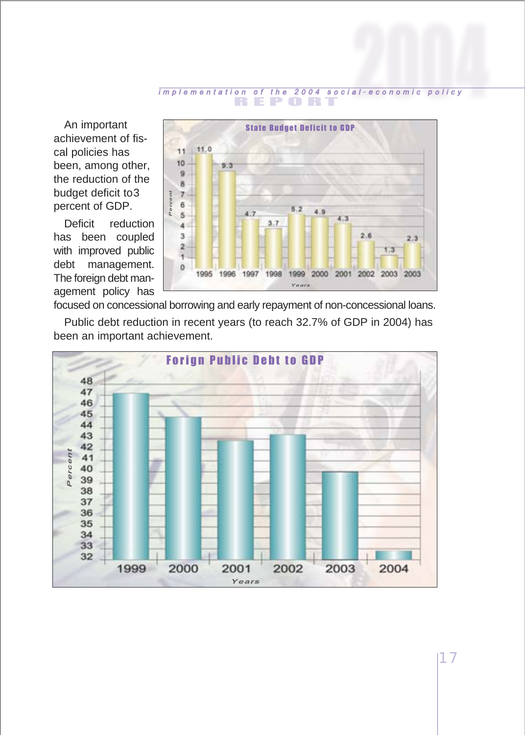An important achievement of fiscal policies has been, among other, the reduction of the budget deficit to3 percent of GDP.

Deficit reduction has been coupled with improved public debt management. The foreign debt management policy has focused on concessional borrowing and early repayment of non-concessional loans.

**State Budget Deficit to GDP**

| Years | 1995 | 1996 | 1997 | 1998 | 1999 | 2000 | 2001 | 2002 | 2003 | 2003 |
|---|---|---|---|---|---|---|---|---|---|---|
| Percent | 11.0 | 9.3 | 4.7 | 3.7 | 5.2 | 4.9 | 4.3 | 2.6 | 1.3 | 2.3 |

Public debt reduction in recent years (to reach 32.7% of GDP in 2004) has been an important achievement.

**Forign Public Debt to GDP**

(Bar chart: Percent, 1999–2004; y-axis 32–48; years 1999, 2000, 2001, 2002, 2003, 2004)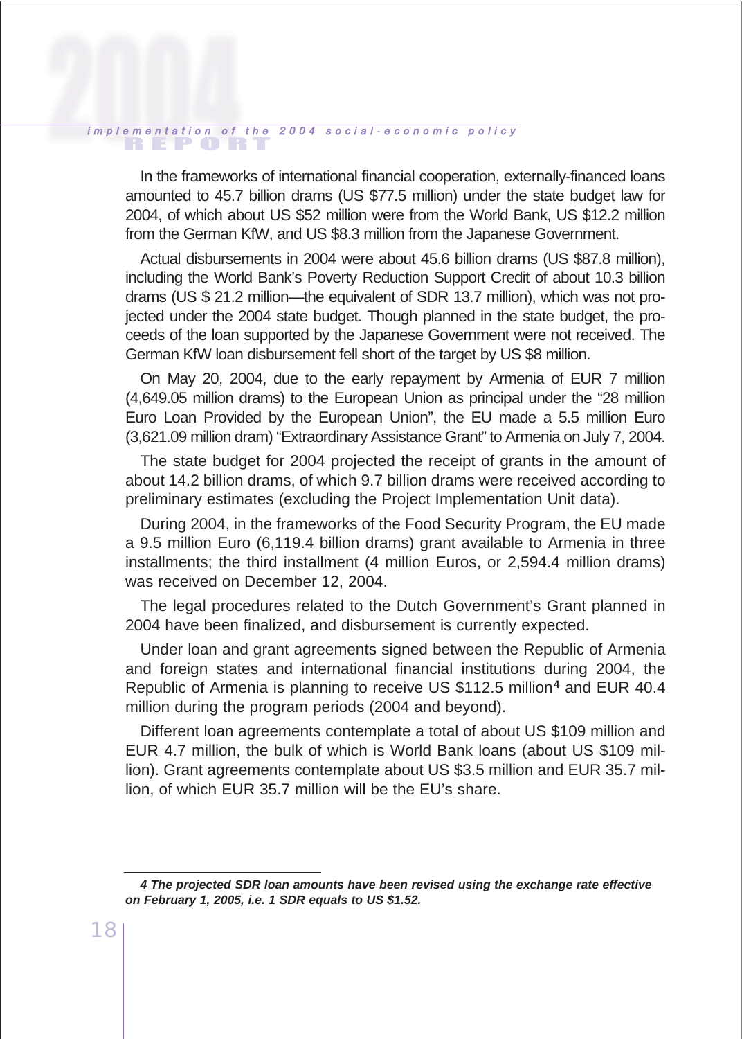In the frameworks of international financial cooperation, externally-financed loans amounted to 45.7 billion drams (US $77.5 million) under the state budget law for 2004, of which about US $52 million were from the World Bank, US $12.2 million from the German KfW, and US $8.3 million from the Japanese Government.

Actual disbursements in 2004 were about 45.6 billion drams (US $87.8 million), including the World Bank's Poverty Reduction Support Credit of about 10.3 billion drams (US $ 21.2 million—the equivalent of SDR 13.7 million), which was not projected under the 2004 state budget. Though planned in the state budget, the proceeds of the loan supported by the Japanese Government were not received. The German KfW loan disbursement fell short of the target by US $8 million.

On May 20, 2004, due to the early repayment by Armenia of EUR 7 million (4,649.05 million drams) to the European Union as principal under the "28 million Euro Loan Provided by the European Union", the EU made a 5.5 million Euro (3,621.09 million dram) "Extraordinary Assistance Grant" to Armenia on July 7, 2004.

The state budget for 2004 projected the receipt of grants in the amount of about 14.2 billion drams, of which 9.7 billion drams were received according to preliminary estimates (excluding the Project Implementation Unit data).

During 2004, in the frameworks of the Food Security Program, the EU made a 9.5 million Euro (6,119.4 billion drams) grant available to Armenia in three installments; the third installment (4 million Euros, or 2,594.4 million drams) was received on December 12, 2004.

The legal procedures related to the Dutch Government's Grant planned in 2004 have been finalized, and disbursement is currently expected.

Under loan and grant agreements signed between the Republic of Armenia and foreign states and international financial institutions during 2004, the Republic of Armenia is planning to receive US $112.5 million[4] and EUR 40.4 million during the program periods (2004 and beyond).

Different loan agreements contemplate a total of about US $109 million and EUR 4.7 million, the bulk of which is World Bank loans (about US $109 million). Grant agreements contemplate about US $3.5 million and EUR 35.7 million, of which EUR 35.7 million will be the EU's share.

---

***4 The projected SDR loan amounts have been revised using the exchange rate effective on February 1, 2005, i.e. 1 SDR equals to US $1.52.***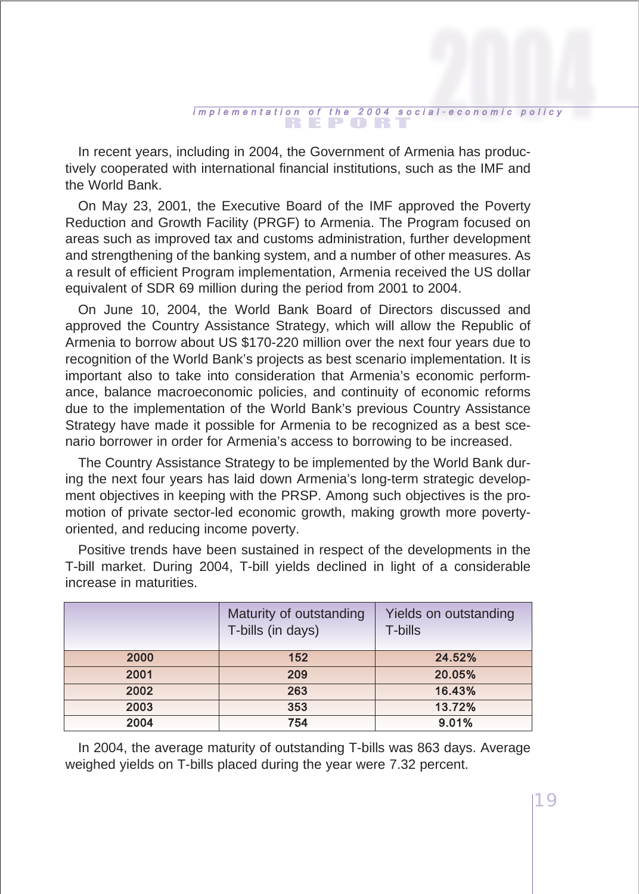In recent years, including in 2004, the Government of Armenia has productively cooperated with international financial institutions, such as the IMF and the World Bank.

On May 23, 2001, the Executive Board of the IMF approved the Poverty Reduction and Growth Facility (PRGF) to Armenia. The Program focused on areas such as improved tax and customs administration, further development and strengthening of the banking system, and a number of other measures. As a result of efficient Program implementation, Armenia received the US dollar equivalent of SDR 69 million during the period from 2001 to 2004.

On June 10, 2004, the World Bank Board of Directors discussed and approved the Country Assistance Strategy, which will allow the Republic of Armenia to borrow about US $170-220 million over the next four years due to recognition of the World Bank's projects as best scenario implementation. It is important also to take into consideration that Armenia's economic performance, balance macroeconomic policies, and continuity of economic reforms due to the implementation of the World Bank's previous Country Assistance Strategy have made it possible for Armenia to be recognized as a best scenario borrower in order for Armenia's access to borrowing to be increased.

The Country Assistance Strategy to be implemented by the World Bank during the next four years has laid down Armenia's long-term strategic development objectives in keeping with the PRSP. Among such objectives is the promotion of private sector-led economic growth, making growth more poverty-oriented, and reducing income poverty.

Positive trends have been sustained in respect of the developments in the T-bill market. During 2004, T-bill yields declined in light of a considerable increase in maturities.

| | Maturity of outstanding T-bills (in days) | Yields on outstanding T-bills |
|---|---|---|
| 2000 | 152 | 24.52% |
| 2001 | 209 | 20.05% |
| 2002 | 263 | 16.43% |
| 2003 | 353 | 13.72% |
| 2004 | 754 | 9.01% |

In 2004, the average maturity of outstanding T-bills was 863 days. Average weighed yields on T-bills placed during the year were 7.32 percent.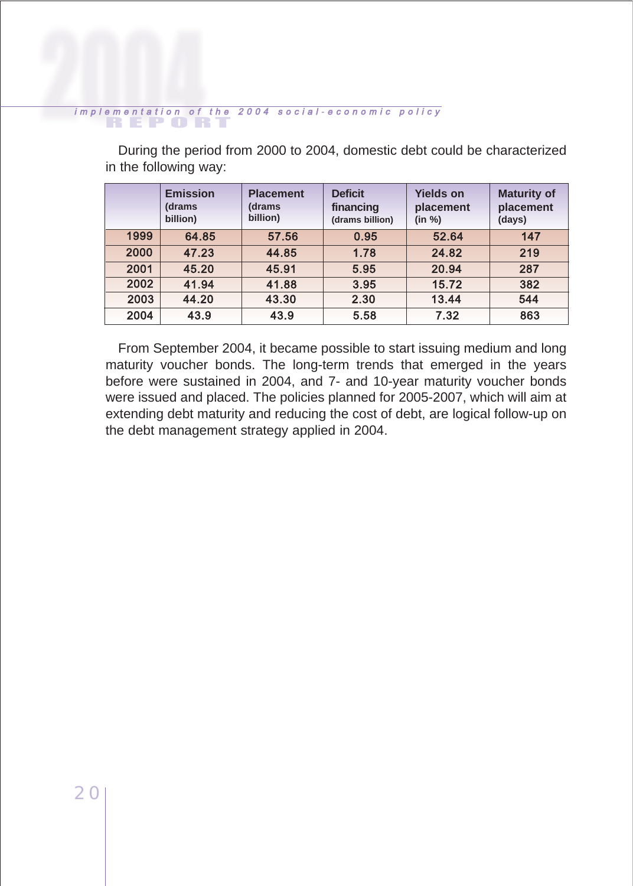During the period from 2000 to 2004, domestic debt could be characterized in the following way:

| | Emission (drams billion) | Placement (drams billion) | Deficit financing (drams billion) | Yields on placement (in %) | Maturity of placement (days) |
|---|---|---|---|---|---|
| 1999 | 64.85 | 57.56 | 0.95 | 52.64 | 147 |
| 2000 | 47.23 | 44.85 | 1.78 | 24.82 | 219 |
| 2001 | 45.20 | 45.91 | 5.95 | 20.94 | 287 |
| 2002 | 41.94 | 41.88 | 3.95 | 15.72 | 382 |
| 2003 | 44.20 | 43.30 | 2.30 | 13.44 | 544 |
| 2004 | 43.9 | 43.9 | 5.58 | 7.32 | 863 |

From September 2004, it became possible to start issuing medium and long maturity voucher bonds. The long-term trends that emerged in the years before were sustained in 2004, and 7- and 10-year maturity voucher bonds were issued and placed. The policies planned for 2005-2007, which will aim at extending debt maturity and reducing the cost of debt, are logical follow-up on the debt management strategy applied in 2004.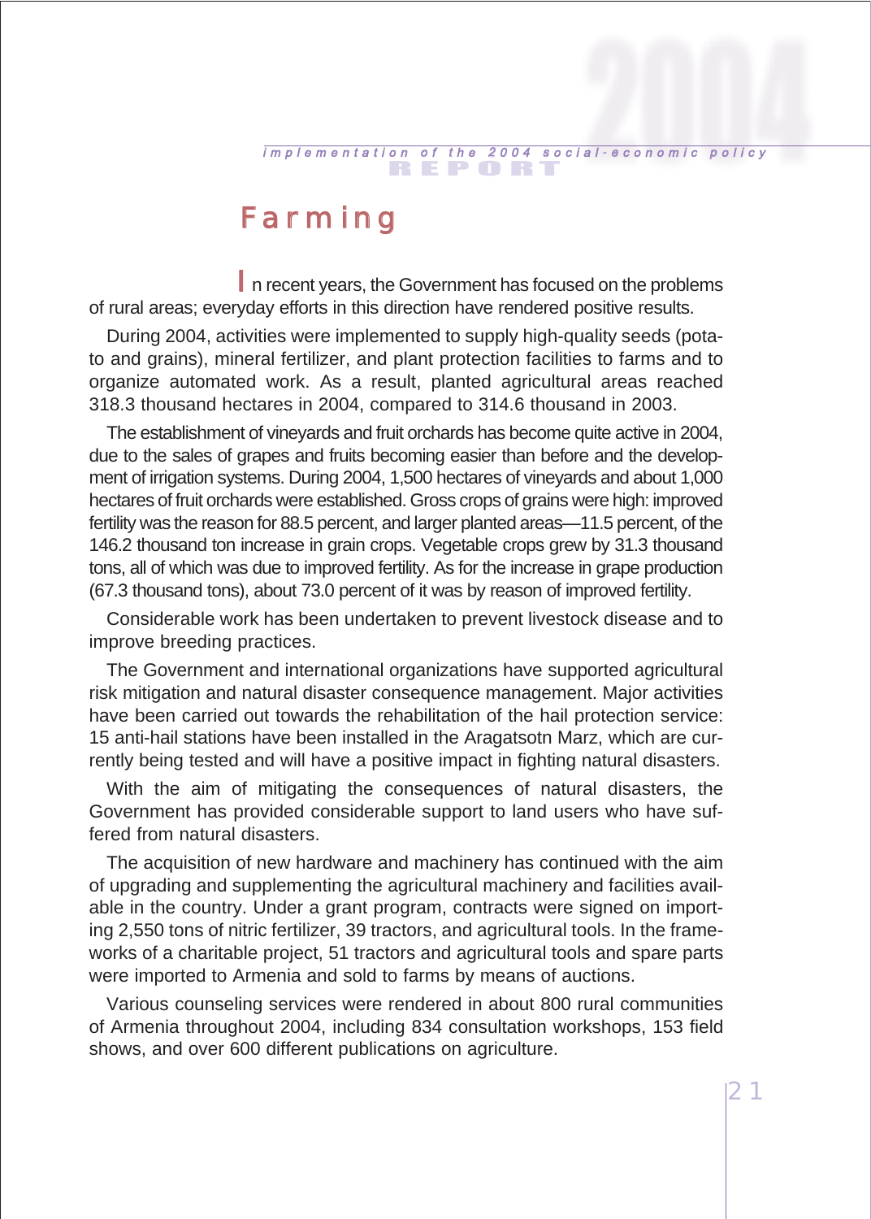# Farming

In recent years, the Government has focused on the problems of rural areas; everyday efforts in this direction have rendered positive results.

During 2004, activities were implemented to supply high-quality seeds (potato and grains), mineral fertilizer, and plant protection facilities to farms and to organize automated work. As a result, planted agricultural areas reached 318.3 thousand hectares in 2004, compared to 314.6 thousand in 2003.

The establishment of vineyards and fruit orchards has become quite active in 2004, due to the sales of grapes and fruits becoming easier than before and the development of irrigation systems. During 2004, 1,500 hectares of vineyards and about 1,000 hectares of fruit orchards were established. Gross crops of grains were high: improved fertility was the reason for 88.5 percent, and larger planted areas—11.5 percent, of the 146.2 thousand ton increase in grain crops. Vegetable crops grew by 31.3 thousand tons, all of which was due to improved fertility. As for the increase in grape production (67.3 thousand tons), about 73.0 percent of it was by reason of improved fertility.

Considerable work has been undertaken to prevent livestock disease and to improve breeding practices.

The Government and international organizations have supported agricultural risk mitigation and natural disaster consequence management. Major activities have been carried out towards the rehabilitation of the hail protection service: 15 anti-hail stations have been installed in the Aragatsotn Marz, which are currently being tested and will have a positive impact in fighting natural disasters.

With the aim of mitigating the consequences of natural disasters, the Government has provided considerable support to land users who have suffered from natural disasters.

The acquisition of new hardware and machinery has continued with the aim of upgrading and supplementing the agricultural machinery and facilities available in the country. Under a grant program, contracts were signed on importing 2,550 tons of nitric fertilizer, 39 tractors, and agricultural tools. In the frameworks of a charitable project, 51 tractors and agricultural tools and spare parts were imported to Armenia and sold to farms by means of auctions.

Various counseling services were rendered in about 800 rural communities of Armenia throughout 2004, including 834 consultation workshops, 153 field shows, and over 600 different publications on agriculture.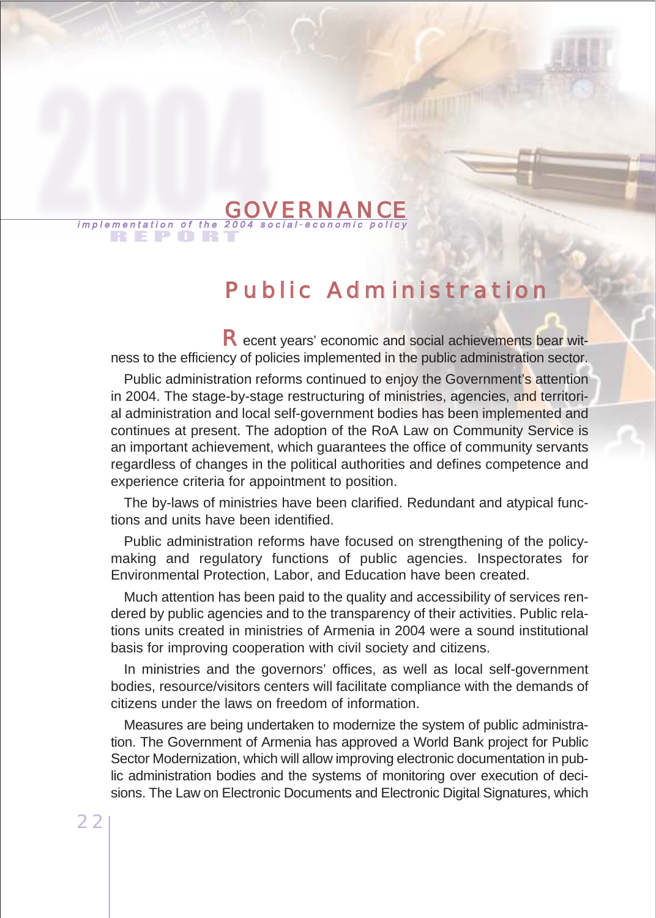# Public Administration

Recent years' economic and social achievements bear witness to the efficiency of policies implemented in the public administration sector.

Public administration reforms continued to enjoy the Government's attention in 2004. The stage-by-stage restructuring of ministries, agencies, and territorial administration and local self-government bodies has been implemented and continues at present. The adoption of the RoA Law on Community Service is an important achievement, which guarantees the office of community servants regardless of changes in the political authorities and defines competence and experience criteria for appointment to position.

The by-laws of ministries have been clarified. Redundant and atypical functions and units have been identified.

Public administration reforms have focused on strengthening of the policy-making and regulatory functions of public agencies. Inspectorates for Environmental Protection, Labor, and Education have been created.

Much attention has been paid to the quality and accessibility of services rendered by public agencies and to the transparency of their activities. Public relations units created in ministries of Armenia in 2004 were a sound institutional basis for improving cooperation with civil society and citizens.

In ministries and the governors' offices, as well as local self-government bodies, resource/visitors centers will facilitate compliance with the demands of citizens under the laws on freedom of information.

Measures are being undertaken to modernize the system of public administration. The Government of Armenia has approved a World Bank project for Public Sector Modernization, which will allow improving electronic documentation in public administration bodies and the systems of monitoring over execution of decisions. The Law on Electronic Documents and Electronic Digital Signatures, which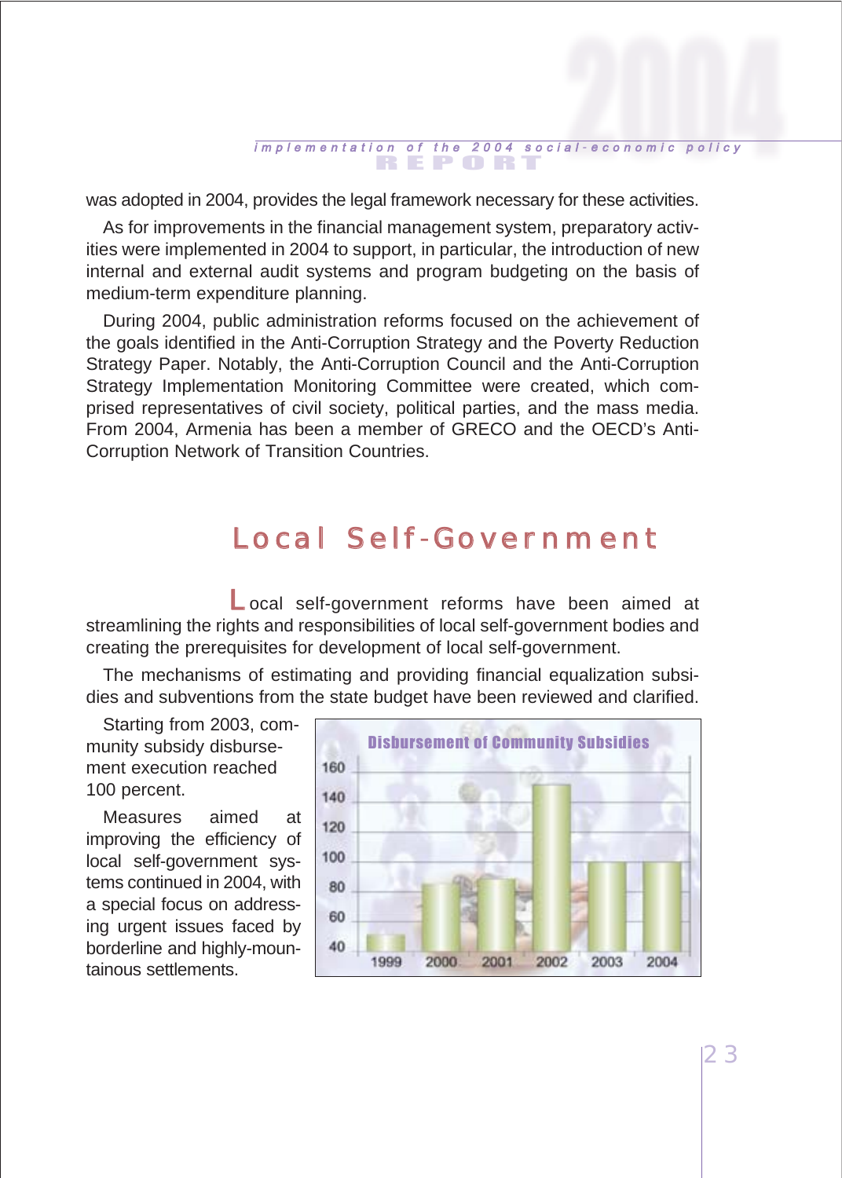was adopted in 2004, provides the legal framework necessary for these activities.

As for improvements in the financial management system, preparatory activities were implemented in 2004 to support, in particular, the introduction of new internal and external audit systems and program budgeting on the basis of medium-term expenditure planning.

During 2004, public administration reforms focused on the achievement of the goals identified in the Anti-Corruption Strategy and the Poverty Reduction Strategy Paper. Notably, the Anti-Corruption Council and the Anti-Corruption Strategy Implementation Monitoring Committee were created, which comprised representatives of civil society, political parties, and the mass media. From 2004, Armenia has been a member of GRECO and the OECD's Anti-Corruption Network of Transition Countries.

## Local Self-Government

Local self-government reforms have been aimed at streamlining the rights and responsibilities of local self-government bodies and creating the prerequisites for development of local self-government.

The mechanisms of estimating and providing financial equalization subsidies and subventions from the state budget have been reviewed and clarified.

Starting from 2003, community subsidy disbursement execution reached 100 percent.

Measures aimed at improving the efficiency of local self-government systems continued in 2004, with a special focus on addressing urgent issues faced by borderline and highly-mountainous settlements.

**Disbursement of Community Subsidies**

| Year | Value (approx.) |
|---|---|
| 1999 | ~50 |
| 2000 | ~88 |
| 2001 | ~90 |
| 2002 | ~150 |
| 2003 | ~100 |
| 2004 | ~100 |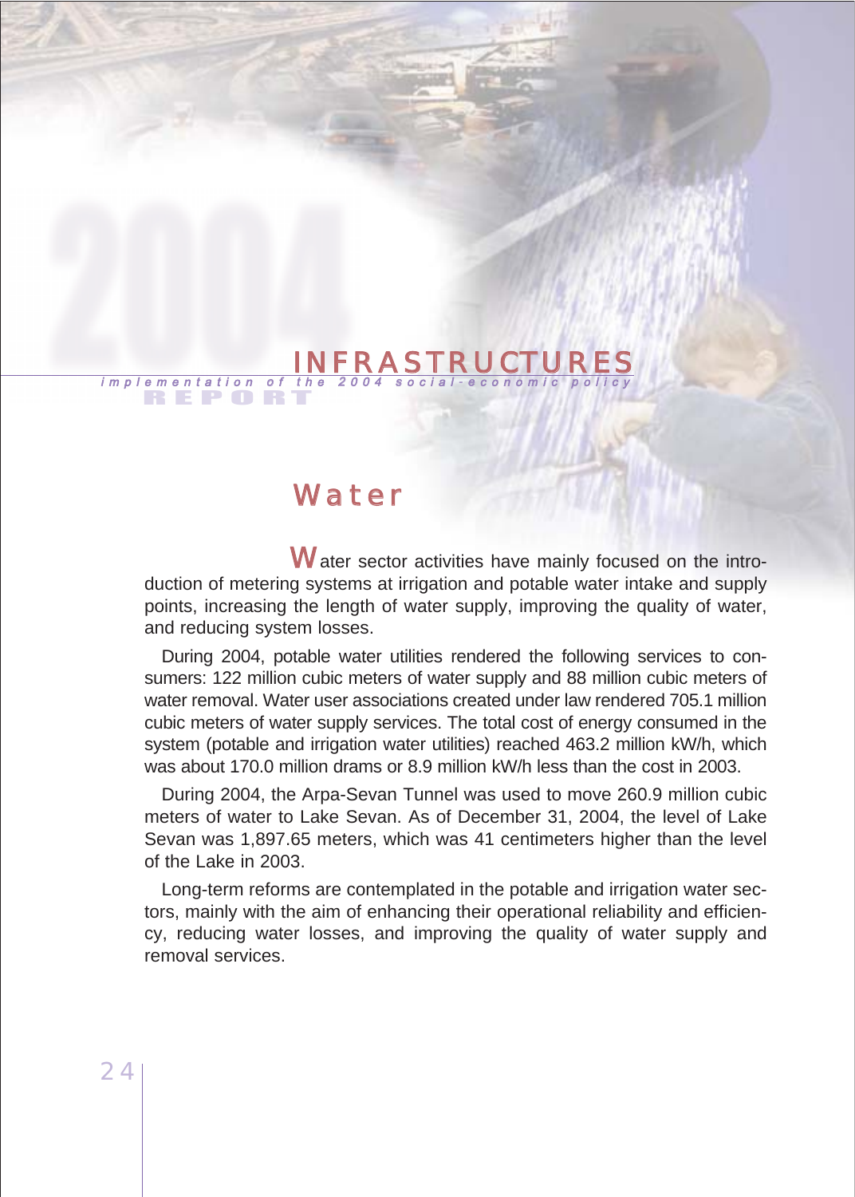# INFRASTRUCTURES

## Water

Water sector activities have mainly focused on the introduction of metering systems at irrigation and potable water intake and supply points, increasing the length of water supply, improving the quality of water, and reducing system losses.

During 2004, potable water utilities rendered the following services to consumers: 122 million cubic meters of water supply and 88 million cubic meters of water removal. Water user associations created under law rendered 705.1 million cubic meters of water supply services. The total cost of energy consumed in the system (potable and irrigation water utilities) reached 463.2 million kW/h, which was about 170.0 million drams or 8.9 million kW/h less than the cost in 2003.

During 2004, the Arpa-Sevan Tunnel was used to move 260.9 million cubic meters of water to Lake Sevan. As of December 31, 2004, the level of Lake Sevan was 1,897.65 meters, which was 41 centimeters higher than the level of the Lake in 2003.

Long-term reforms are contemplated in the potable and irrigation water sectors, mainly with the aim of enhancing their operational reliability and efficiency, reducing water losses, and improving the quality of water supply and removal services.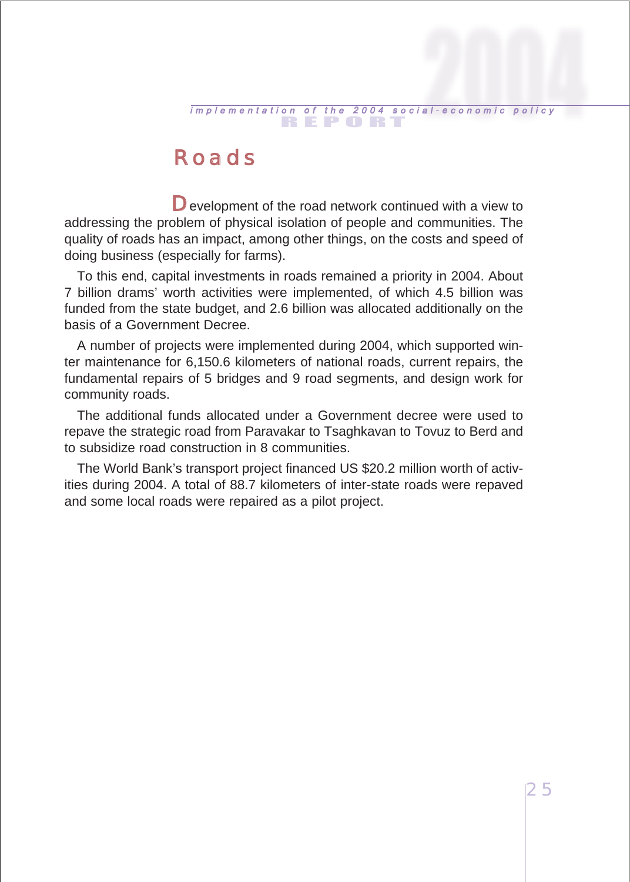# Roads

Development of the road network continued with a view to addressing the problem of physical isolation of people and communities. The quality of roads has an impact, among other things, on the costs and speed of doing business (especially for farms).

To this end, capital investments in roads remained a priority in 2004. About 7 billion drams' worth activities were implemented, of which 4.5 billion was funded from the state budget, and 2.6 billion was allocated additionally on the basis of a Government Decree.

A number of projects were implemented during 2004, which supported winter maintenance for 6,150.6 kilometers of national roads, current repairs, the fundamental repairs of 5 bridges and 9 road segments, and design work for community roads.

The additional funds allocated under a Government decree were used to repave the strategic road from Paravakar to Tsaghkavan to Tovuz to Berd and to subsidize road construction in 8 communities.

The World Bank's transport project financed US $20.2 million worth of activities during 2004. A total of 88.7 kilometers of inter-state roads were repaved and some local roads were repaired as a pilot project.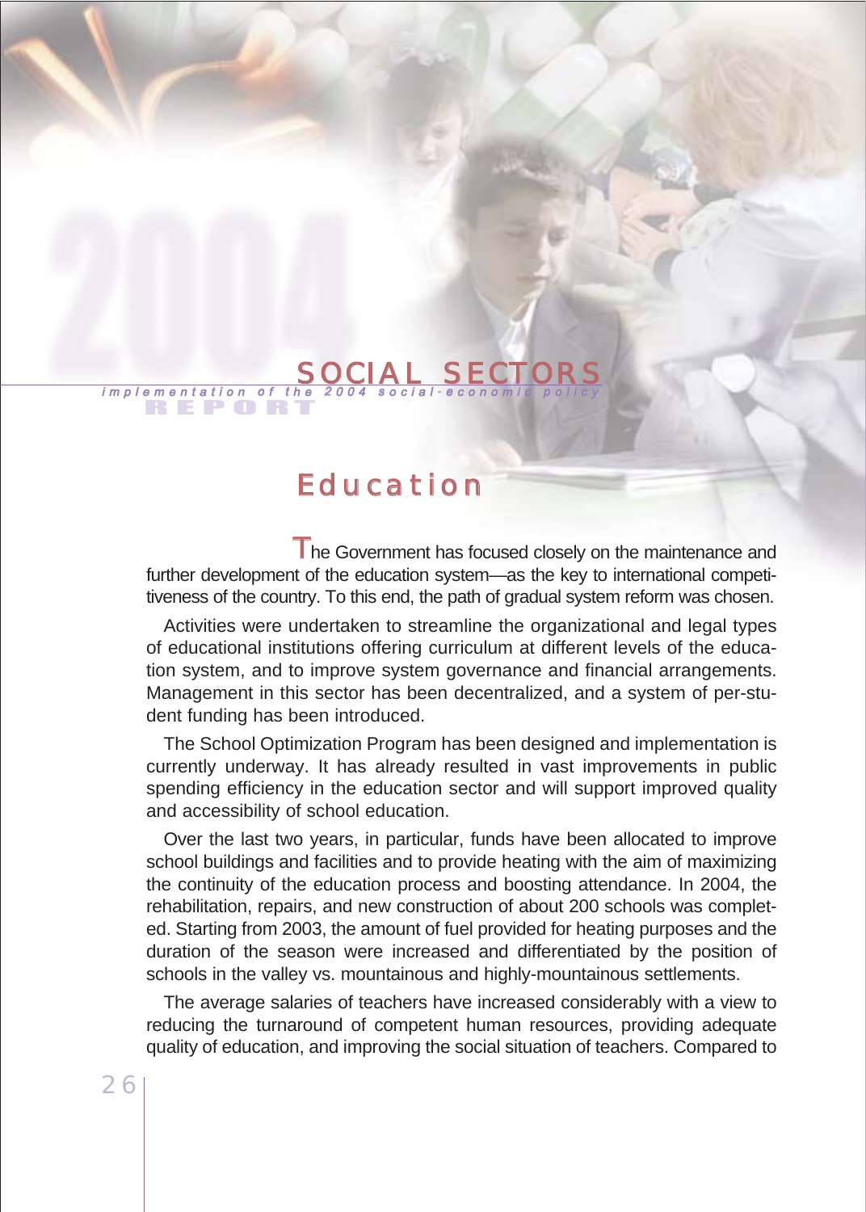# SOCIAL SECTORS

## Education

The Government has focused closely on the maintenance and further development of the education system—as the key to international competitiveness of the country. To this end, the path of gradual system reform was chosen.

Activities were undertaken to streamline the organizational and legal types of educational institutions offering curriculum at different levels of the education system, and to improve system governance and financial arrangements. Management in this sector has been decentralized, and a system of per-student funding has been introduced.

The School Optimization Program has been designed and implementation is currently underway. It has already resulted in vast improvements in public spending efficiency in the education sector and will support improved quality and accessibility of school education.

Over the last two years, in particular, funds have been allocated to improve school buildings and facilities and to provide heating with the aim of maximizing the continuity of the education process and boosting attendance. In 2004, the rehabilitation, repairs, and new construction of about 200 schools was completed. Starting from 2003, the amount of fuel provided for heating purposes and the duration of the season were increased and differentiated by the position of schools in the valley vs. mountainous and highly-mountainous settlements.

The average salaries of teachers have increased considerably with a view to reducing the turnaround of competent human resources, providing adequate quality of education, and improving the social situation of teachers. Compared to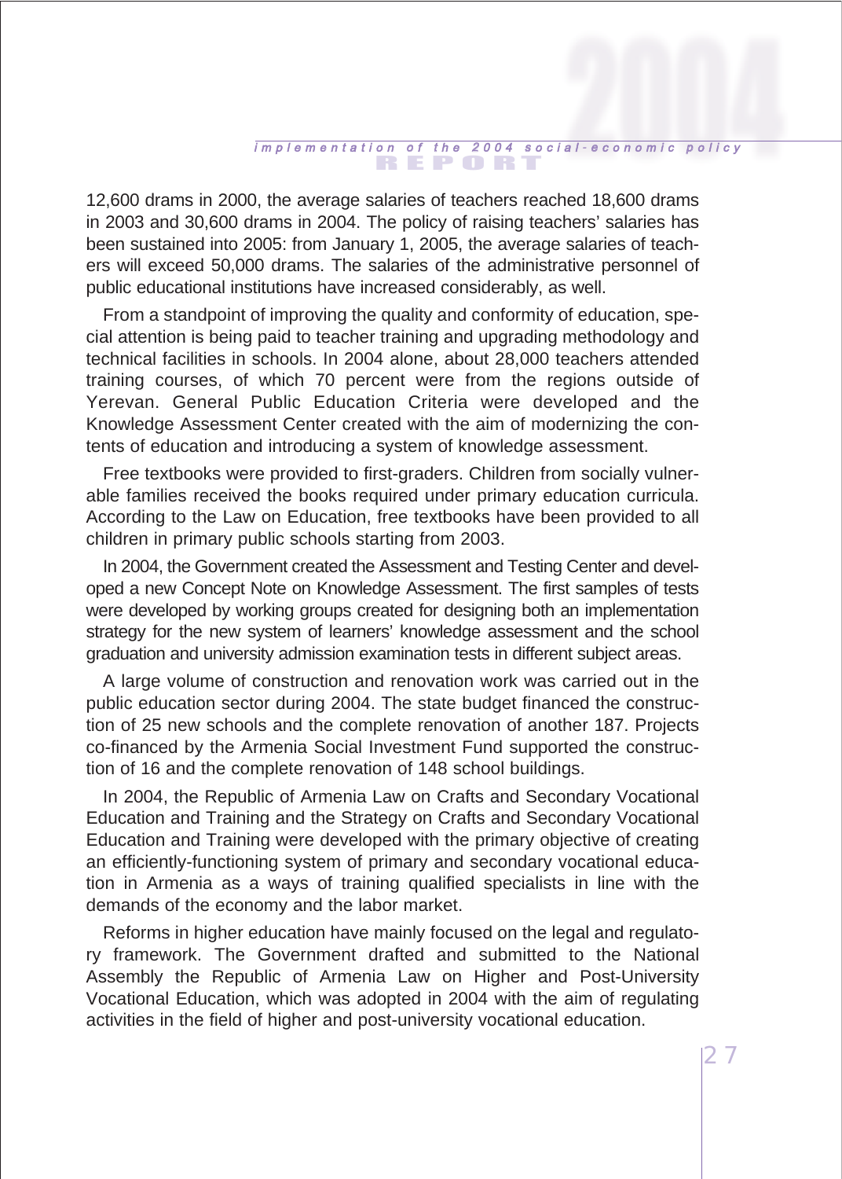12,600 drams in 2000, the average salaries of teachers reached 18,600 drams in 2003 and 30,600 drams in 2004. The policy of raising teachers' salaries has been sustained into 2005: from January 1, 2005, the average salaries of teachers will exceed 50,000 drams. The salaries of the administrative personnel of public educational institutions have increased considerably, as well.

From a standpoint of improving the quality and conformity of education, special attention is being paid to teacher training and upgrading methodology and technical facilities in schools. In 2004 alone, about 28,000 teachers attended training courses, of which 70 percent were from the regions outside of Yerevan. General Public Education Criteria were developed and the Knowledge Assessment Center created with the aim of modernizing the contents of education and introducing a system of knowledge assessment.

Free textbooks were provided to first-graders. Children from socially vulnerable families received the books required under primary education curricula. According to the Law on Education, free textbooks have been provided to all children in primary public schools starting from 2003.

In 2004, the Government created the Assessment and Testing Center and developed a new Concept Note on Knowledge Assessment. The first samples of tests were developed by working groups created for designing both an implementation strategy for the new system of learners' knowledge assessment and the school graduation and university admission examination tests in different subject areas.

A large volume of construction and renovation work was carried out in the public education sector during 2004. The state budget financed the construction of 25 new schools and the complete renovation of another 187. Projects co-financed by the Armenia Social Investment Fund supported the construction of 16 and the complete renovation of 148 school buildings.

In 2004, the Republic of Armenia Law on Crafts and Secondary Vocational Education and Training and the Strategy on Crafts and Secondary Vocational Education and Training were developed with the primary objective of creating an efficiently-functioning system of primary and secondary vocational education in Armenia as a ways of training qualified specialists in line with the demands of the economy and the labor market.

Reforms in higher education have mainly focused on the legal and regulatory framework. The Government drafted and submitted to the National Assembly the Republic of Armenia Law on Higher and Post-University Vocational Education, which was adopted in 2004 with the aim of regulating activities in the field of higher and post-university vocational education.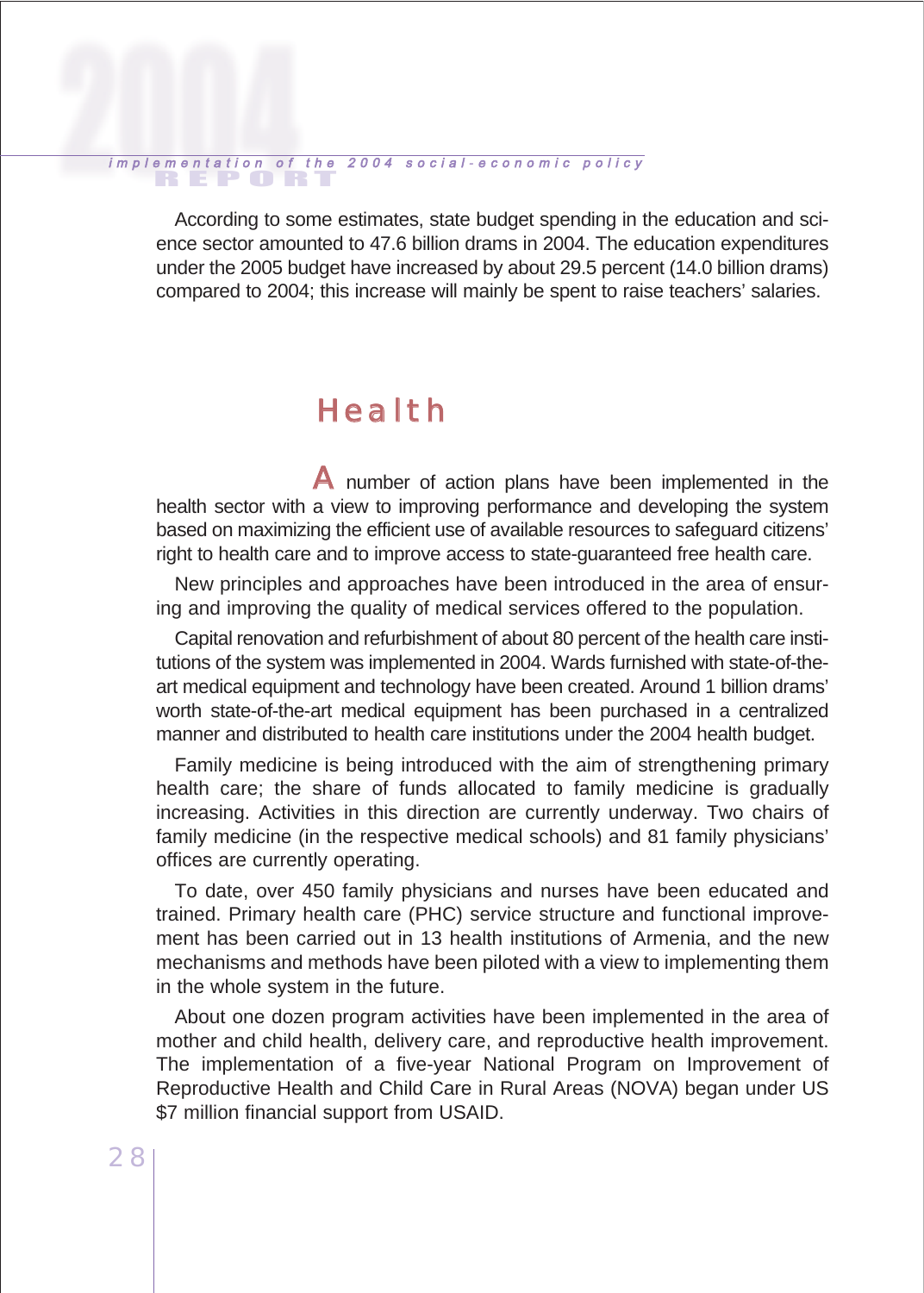According to some estimates, state budget spending in the education and science sector amounted to 47.6 billion drams in 2004. The education expenditures under the 2005 budget have increased by about 29.5 percent (14.0 billion drams) compared to 2004; this increase will mainly be spent to raise teachers' salaries.

## Health

A number of action plans have been implemented in the health sector with a view to improving performance and developing the system based on maximizing the efficient use of available resources to safeguard citizens' right to health care and to improve access to state-guaranteed free health care.

New principles and approaches have been introduced in the area of ensuring and improving the quality of medical services offered to the population.

Capital renovation and refurbishment of about 80 percent of the health care institutions of the system was implemented in 2004. Wards furnished with state-of-the-art medical equipment and technology have been created. Around 1 billion drams' worth state-of-the-art medical equipment has been purchased in a centralized manner and distributed to health care institutions under the 2004 health budget.

Family medicine is being introduced with the aim of strengthening primary health care; the share of funds allocated to family medicine is gradually increasing. Activities in this direction are currently underway. Two chairs of family medicine (in the respective medical schools) and 81 family physicians' offices are currently operating.

To date, over 450 family physicians and nurses have been educated and trained. Primary health care (PHC) service structure and functional improvement has been carried out in 13 health institutions of Armenia, and the new mechanisms and methods have been piloted with a view to implementing them in the whole system in the future.

About one dozen program activities have been implemented in the area of mother and child health, delivery care, and reproductive health improvement. The implementation of a five-year National Program on Improvement of Reproductive Health and Child Care in Rural Areas (NOVA) began under US $7 million financial support from USAID.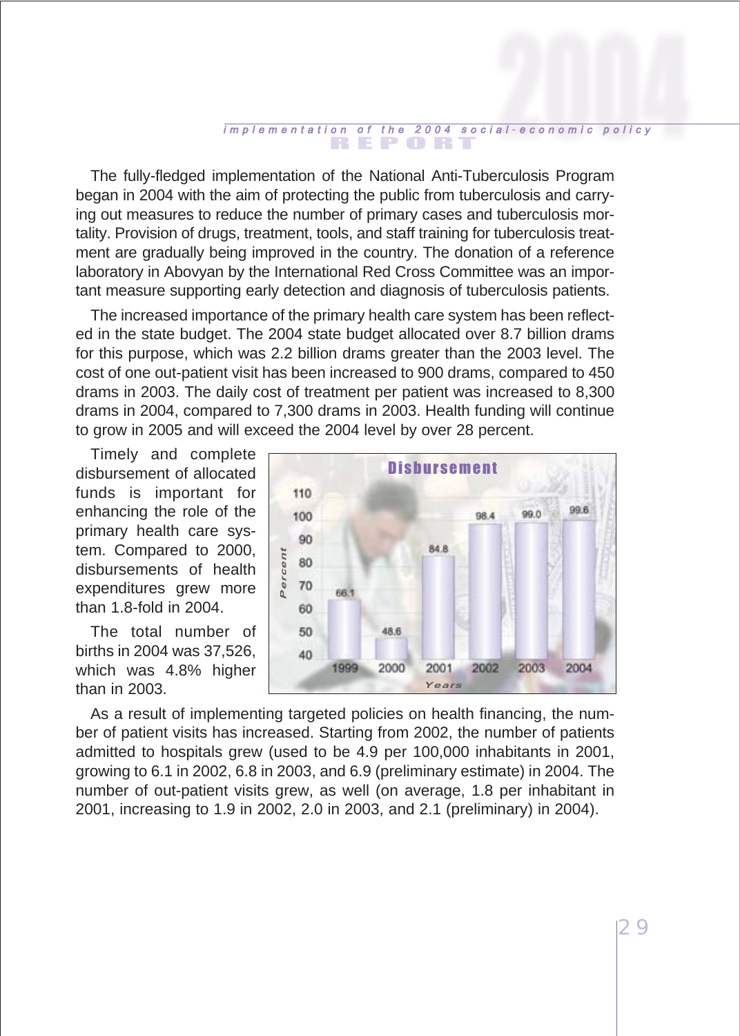The fully-fledged implementation of the National Anti-Tuberculosis Program began in 2004 with the aim of protecting the public from tuberculosis and carrying out measures to reduce the number of primary cases and tuberculosis mortality. Provision of drugs, treatment, tools, and staff training for tuberculosis treatment are gradually being improved in the country. The donation of a reference laboratory in Abovyan by the International Red Cross Committee was an important measure supporting early detection and diagnosis of tuberculosis patients.

The increased importance of the primary health care system has been reflected in the state budget. The 2004 state budget allocated over 8.7 billion drams for this purpose, which was 2.2 billion drams greater than the 2003 level. The cost of one out-patient visit has been increased to 900 drams, compared to 450 drams in 2003. The daily cost of treatment per patient was increased to 8,300 drams in 2004, compared to 7,300 drams in 2003. Health funding will continue to grow in 2005 and will exceed the 2004 level by over 28 percent.

Timely and complete disbursement of allocated funds is important for enhancing the role of the primary health care system. Compared to 2000, disbursements of health expenditures grew more than 1.8-fold in 2004.

**Disbursement**

| Years | Percent |
|---|---|
| 1999 | 66.1 |
| 2000 | 48.6 |
| 2001 | 84.8 |
| 2002 | 98.4 |
| 2003 | 99.0 |
| 2004 | 99.6 |

The total number of births in 2004 was 37,526, which was 4.8% higher than in 2003.

As a result of implementing targeted policies on health financing, the number of patient visits has increased. Starting from 2002, the number of patients admitted to hospitals grew (used to be 4.9 per 100,000 inhabitants in 2001, growing to 6.1 in 2002, 6.8 in 2003, and 6.9 (preliminary estimate) in 2004. The number of out-patient visits grew, as well (on average, 1.8 per inhabitant in 2001, increasing to 1.9 in 2002, 2.0 in 2003, and 2.1 (preliminary) in 2004).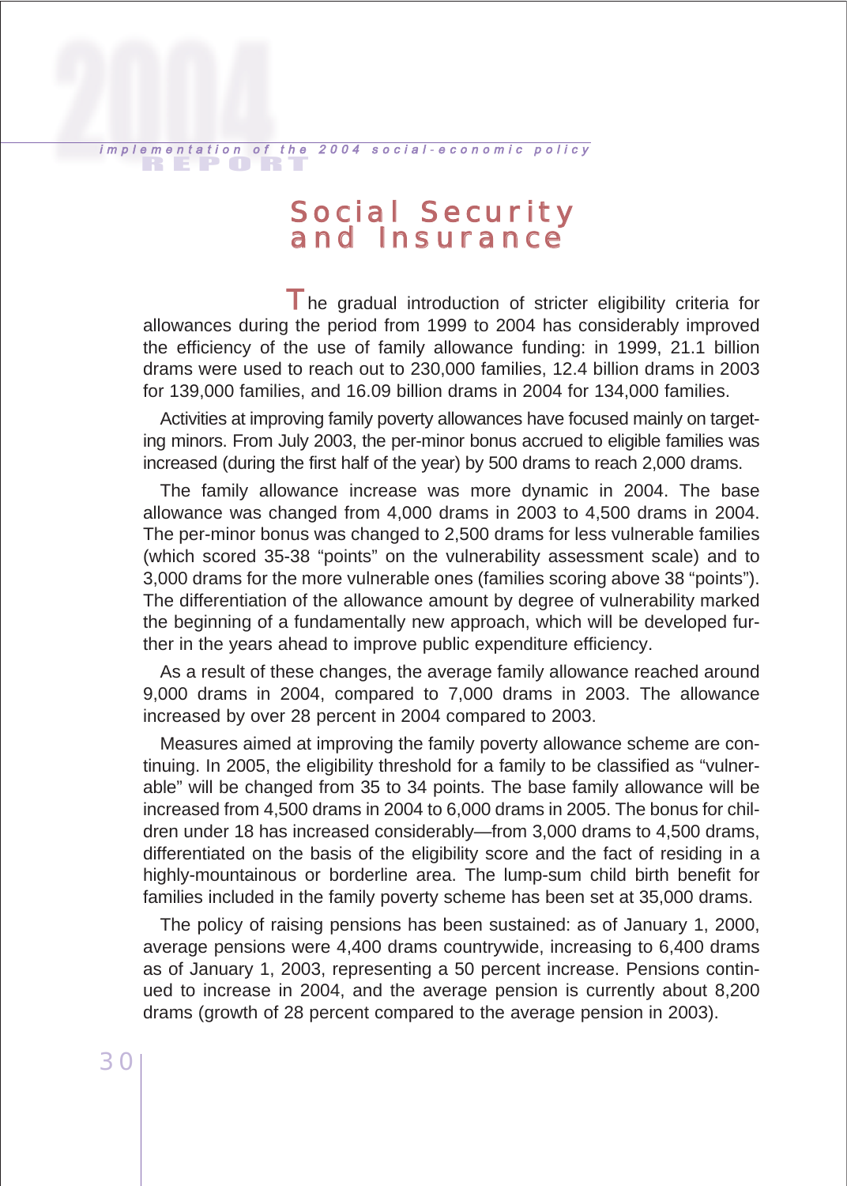# Social Security and Insurance

The gradual introduction of stricter eligibility criteria for allowances during the period from 1999 to 2004 has considerably improved the efficiency of the use of family allowance funding: in 1999, 21.1 billion drams were used to reach out to 230,000 families, 12.4 billion drams in 2003 for 139,000 families, and 16.09 billion drams in 2004 for 134,000 families.

Activities at improving family poverty allowances have focused mainly on targeting minors. From July 2003, the per-minor bonus accrued to eligible families was increased (during the first half of the year) by 500 drams to reach 2,000 drams.

The family allowance increase was more dynamic in 2004. The base allowance was changed from 4,000 drams in 2003 to 4,500 drams in 2004. The per-minor bonus was changed to 2,500 drams for less vulnerable families (which scored 35-38 "points" on the vulnerability assessment scale) and to 3,000 drams for the more vulnerable ones (families scoring above 38 "points"). The differentiation of the allowance amount by degree of vulnerability marked the beginning of a fundamentally new approach, which will be developed further in the years ahead to improve public expenditure efficiency.

As a result of these changes, the average family allowance reached around 9,000 drams in 2004, compared to 7,000 drams in 2003. The allowance increased by over 28 percent in 2004 compared to 2003.

Measures aimed at improving the family poverty allowance scheme are continuing. In 2005, the eligibility threshold for a family to be classified as "vulnerable" will be changed from 35 to 34 points. The base family allowance will be increased from 4,500 drams in 2004 to 6,000 drams in 2005. The bonus for children under 18 has increased considerably—from 3,000 drams to 4,500 drams, differentiated on the basis of the eligibility score and the fact of residing in a highly-mountainous or borderline area. The lump-sum child birth benefit for families included in the family poverty scheme has been set at 35,000 drams.

The policy of raising pensions has been sustained: as of January 1, 2000, average pensions were 4,400 drams countrywide, increasing to 6,400 drams as of January 1, 2003, representing a 50 percent increase. Pensions continued to increase in 2004, and the average pension is currently about 8,200 drams (growth of 28 percent compared to the average pension in 2003).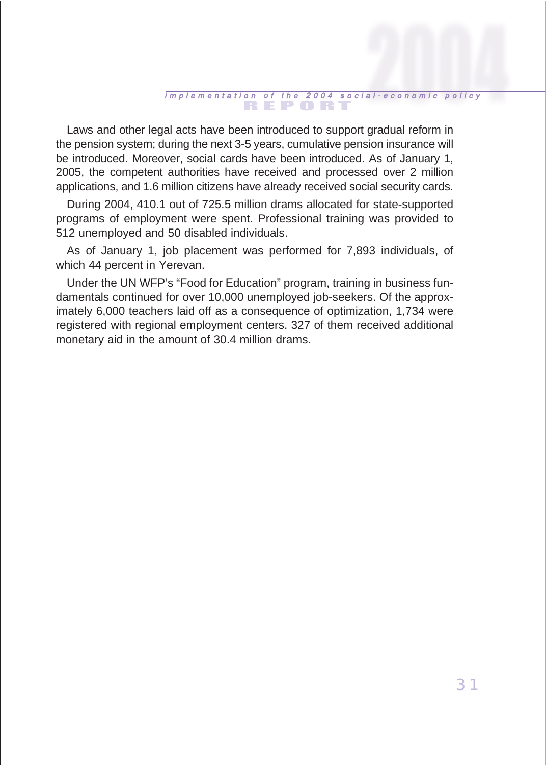Laws and other legal acts have been introduced to support gradual reform in the pension system; during the next 3-5 years, cumulative pension insurance will be introduced. Moreover, social cards have been introduced. As of January 1, 2005, the competent authorities have received and processed over 2 million applications, and 1.6 million citizens have already received social security cards.

During 2004, 410.1 out of 725.5 million drams allocated for state-supported programs of employment were spent. Professional training was provided to 512 unemployed and 50 disabled individuals.

As of January 1, job placement was performed for 7,893 individuals, of which 44 percent in Yerevan.

Under the UN WFP's "Food for Education" program, training in business fundamentals continued for over 10,000 unemployed job-seekers. Of the approximately 6,000 teachers laid off as a consequence of optimization, 1,734 were registered with regional employment centers. 327 of them received additional monetary aid in the amount of 30.4 million drams.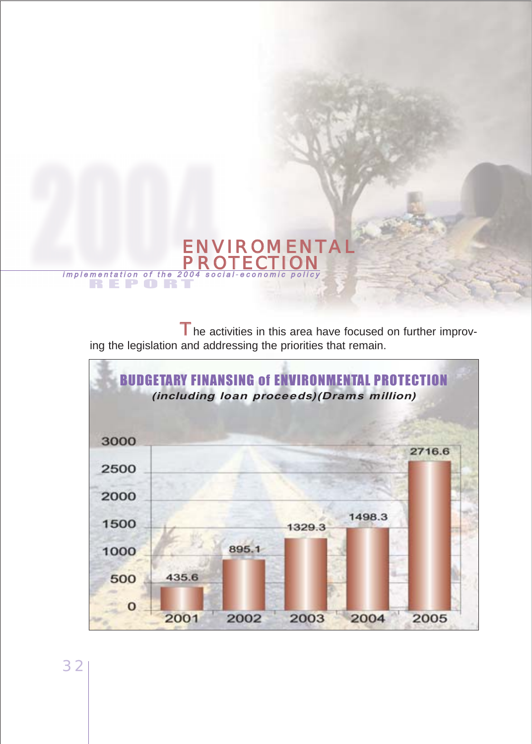# ENVIROMENTAL PROTECTION

The activities in this area have focused on further improving the legislation and addressing the priorities that remain.

**BUDGETARY FINANSING of ENVIRONMENTAL PROTECTION**
*(including loan proceeds)(Drams million)*

| Year | Drams million |
|---|---|
| 2001 | 435.6 |
| 2002 | 895.1 |
| 2003 | 1329.3 |
| 2004 | 1498.3 |
| 2005 | 2716.6 |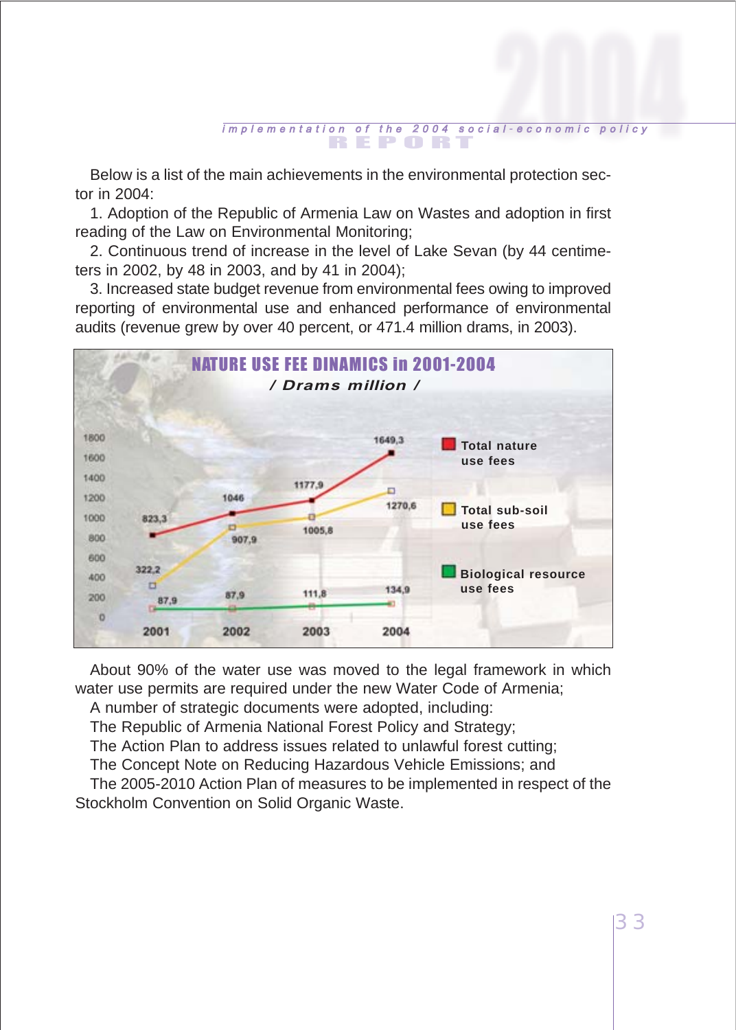Below is a list of the main achievements in the environmental protection sector in 2004:

1. Adoption of the Republic of Armenia Law on Wastes and adoption in first reading of the Law on Environmental Monitoring;

2. Continuous trend of increase in the level of Lake Sevan (by 44 centimeters in 2002, by 48 in 2003, and by 41 in 2004);

3. Increased state budget revenue from environmental fees owing to improved reporting of environmental use and enhanced performance of environmental audits (revenue grew by over 40 percent, or 471.4 million drams, in 2003).

**NATURE USE FEE DINAMICS in 2001-2004**

*/ Drams million /*

| | 2001 | 2002 | 2003 | 2004 |
|---|---|---|---|---|
| Total nature use fees | 823,3 | 1046 | 1177,9 | 1649,3 |
| Total sub-soil use fees | 322,2 | 907,9 | 1005,8 | 1270,6 |
| Biological resource use fees | 87,9 | 87,9 | 111,8 | 134,9 |

About 90% of the water use was moved to the legal framework in which water use permits are required under the new Water Code of Armenia;

A number of strategic documents were adopted, including:

The Republic of Armenia National Forest Policy and Strategy;

The Action Plan to address issues related to unlawful forest cutting;

The Concept Note on Reducing Hazardous Vehicle Emissions; and

The 2005-2010 Action Plan of measures to be implemented in respect of the Stockholm Convention on Solid Organic Waste.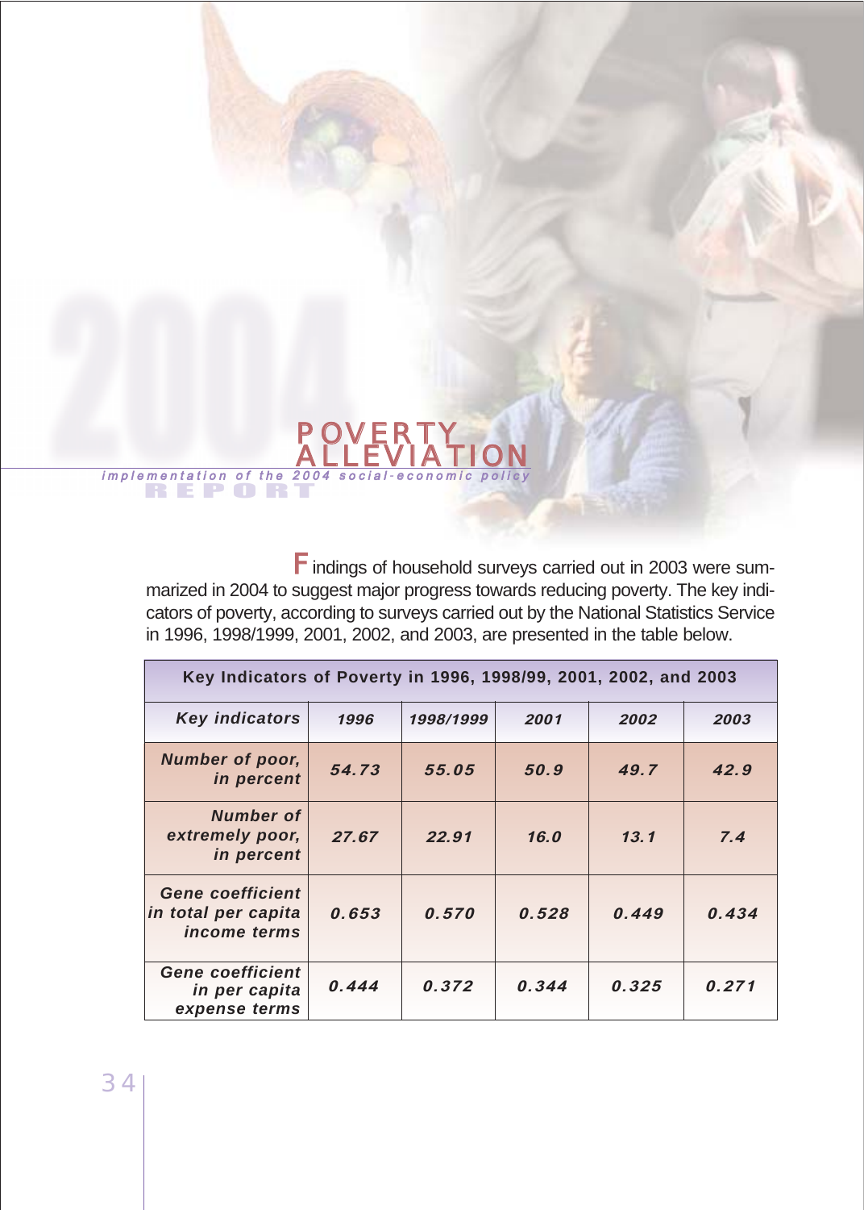# POVERTY ALLEVIATION

*implementation of the 2004 social-economic policy*

REPORT

Findings of household surveys carried out in 2003 were summarized in 2004 to suggest major progress towards reducing poverty. The key indicators of poverty, according to surveys carried out by the National Statistics Service in 1996, 1998/1999, 2001, 2002, and 2003, are presented in the table below.

**Key Indicators of Poverty in 1996, 1998/99, 2001, 2002, and 2003**

| Key indicators | 1996 | 1998/1999 | 2001 | 2002 | 2003 |
|---|---|---|---|---|---|
| Number of poor, in percent | 54.73 | 55.05 | 50.9 | 49.7 | 42.9 |
| Number of extremely poor, in percent | 27.67 | 22.91 | 16.0 | 13.1 | 7.4 |
| Gene coefficient in total per capita income terms | 0.653 | 0.570 | 0.528 | 0.449 | 0.434 |
| Gene coefficient in per capita expense terms | 0.444 | 0.372 | 0.344 | 0.325 | 0.271 |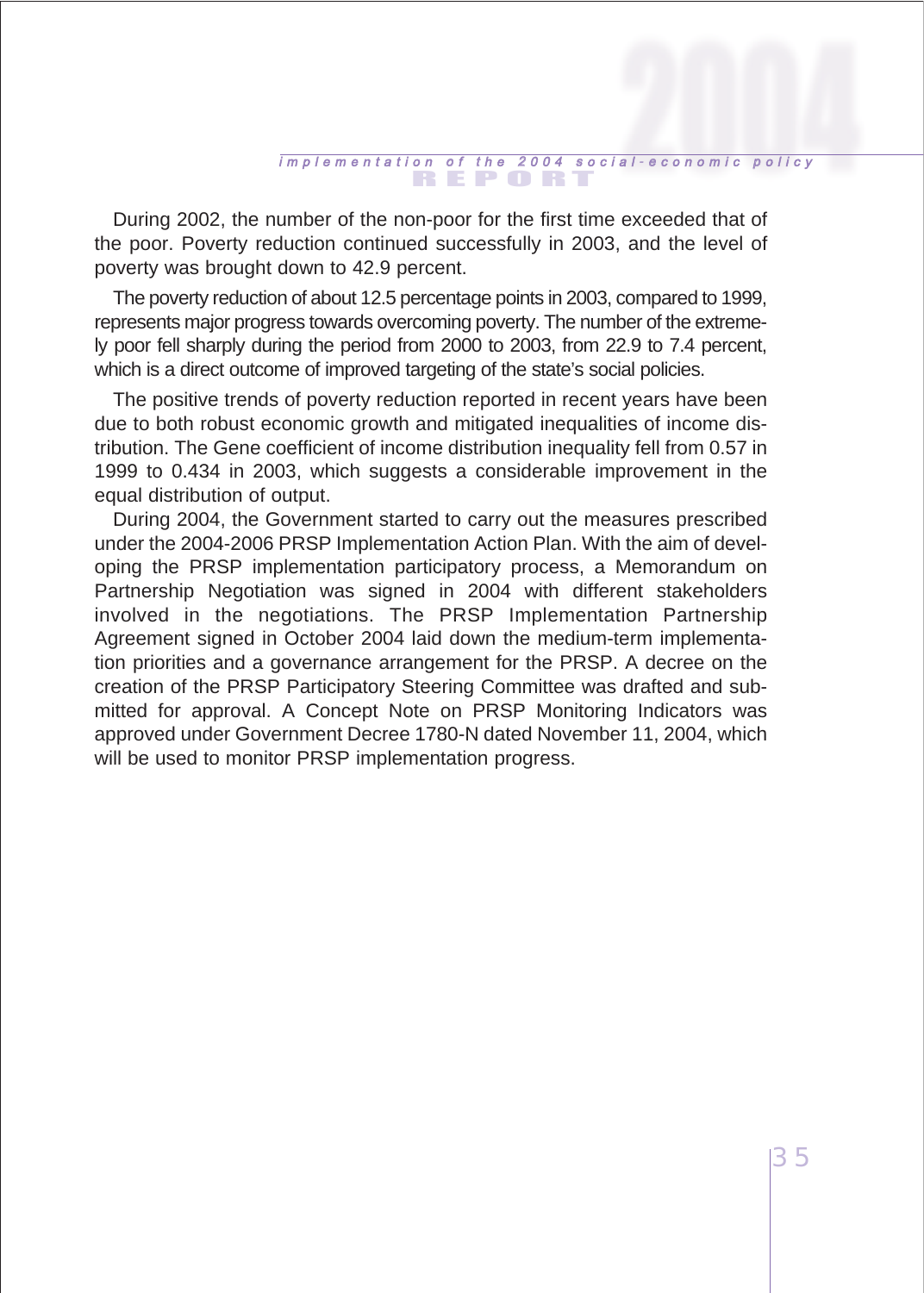During 2002, the number of the non-poor for the first time exceeded that of the poor. Poverty reduction continued successfully in 2003, and the level of poverty was brought down to 42.9 percent.

The poverty reduction of about 12.5 percentage points in 2003, compared to 1999, represents major progress towards overcoming poverty. The number of the extremely poor fell sharply during the period from 2000 to 2003, from 22.9 to 7.4 percent, which is a direct outcome of improved targeting of the state's social policies.

The positive trends of poverty reduction reported in recent years have been due to both robust economic growth and mitigated inequalities of income distribution. The Gene coefficient of income distribution inequality fell from 0.57 in 1999 to 0.434 in 2003, which suggests a considerable improvement in the equal distribution of output.

During 2004, the Government started to carry out the measures prescribed under the 2004-2006 PRSP Implementation Action Plan. With the aim of developing the PRSP implementation participatory process, a Memorandum on Partnership Negotiation was signed in 2004 with different stakeholders involved in the negotiations. The PRSP Implementation Partnership Agreement signed in October 2004 laid down the medium-term implementation priorities and a governance arrangement for the PRSP. A decree on the creation of the PRSP Participatory Steering Committee was drafted and submitted for approval. A Concept Note on PRSP Monitoring Indicators was approved under Government Decree 1780-N dated November 11, 2004, which will be used to monitor PRSP implementation progress.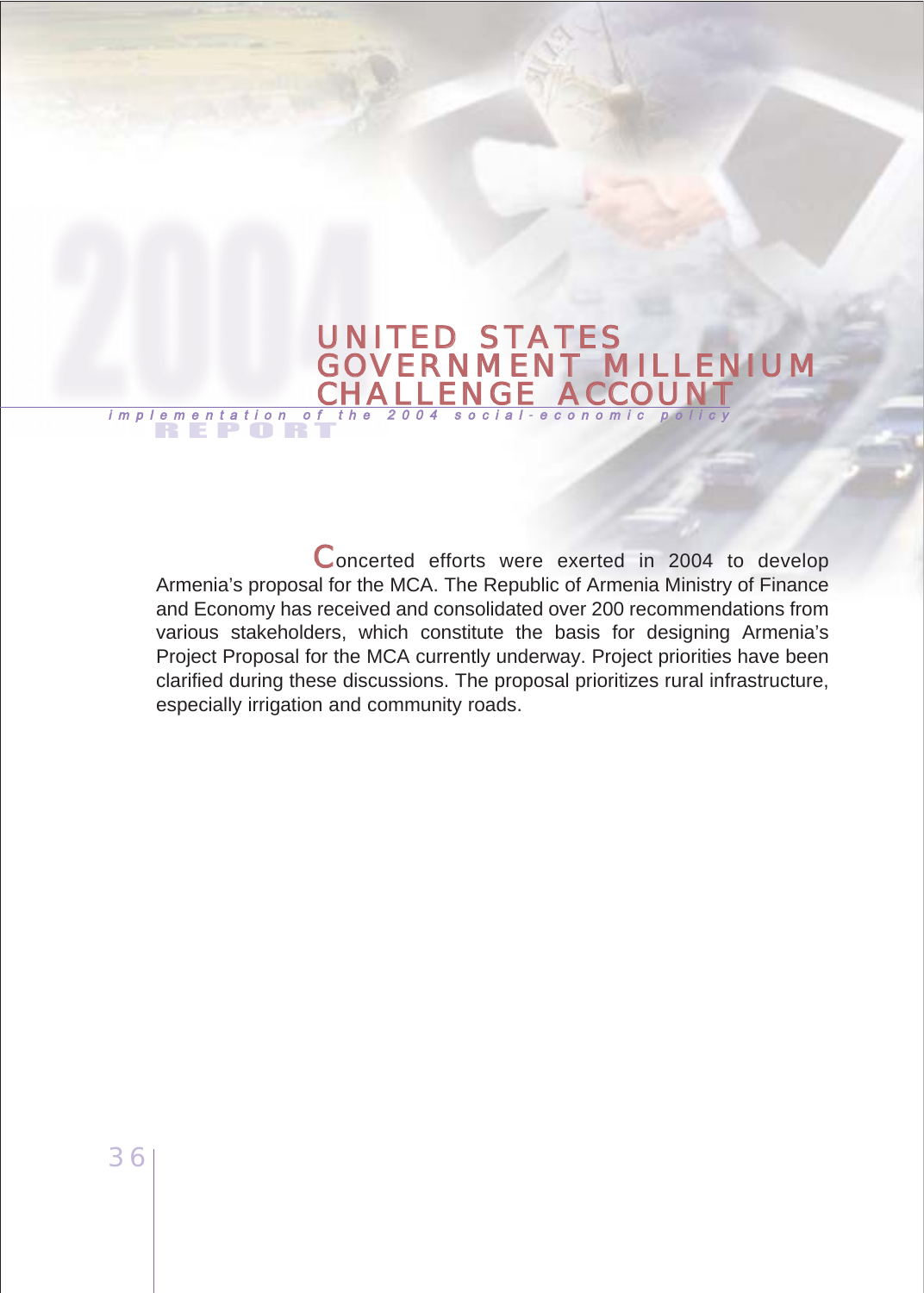# UNITED STATES GOVERNMENT MILLENIUM CHALLENGE ACCOUNT

Concerted efforts were exerted in 2004 to develop Armenia's proposal for the MCA. The Republic of Armenia Ministry of Finance and Economy has received and consolidated over 200 recommendations from various stakeholders, which constitute the basis for designing Armenia's Project Proposal for the MCA currently underway. Project priorities have been clarified during these discussions. The proposal prioritizes rural infrastructure, especially irrigation and community roads.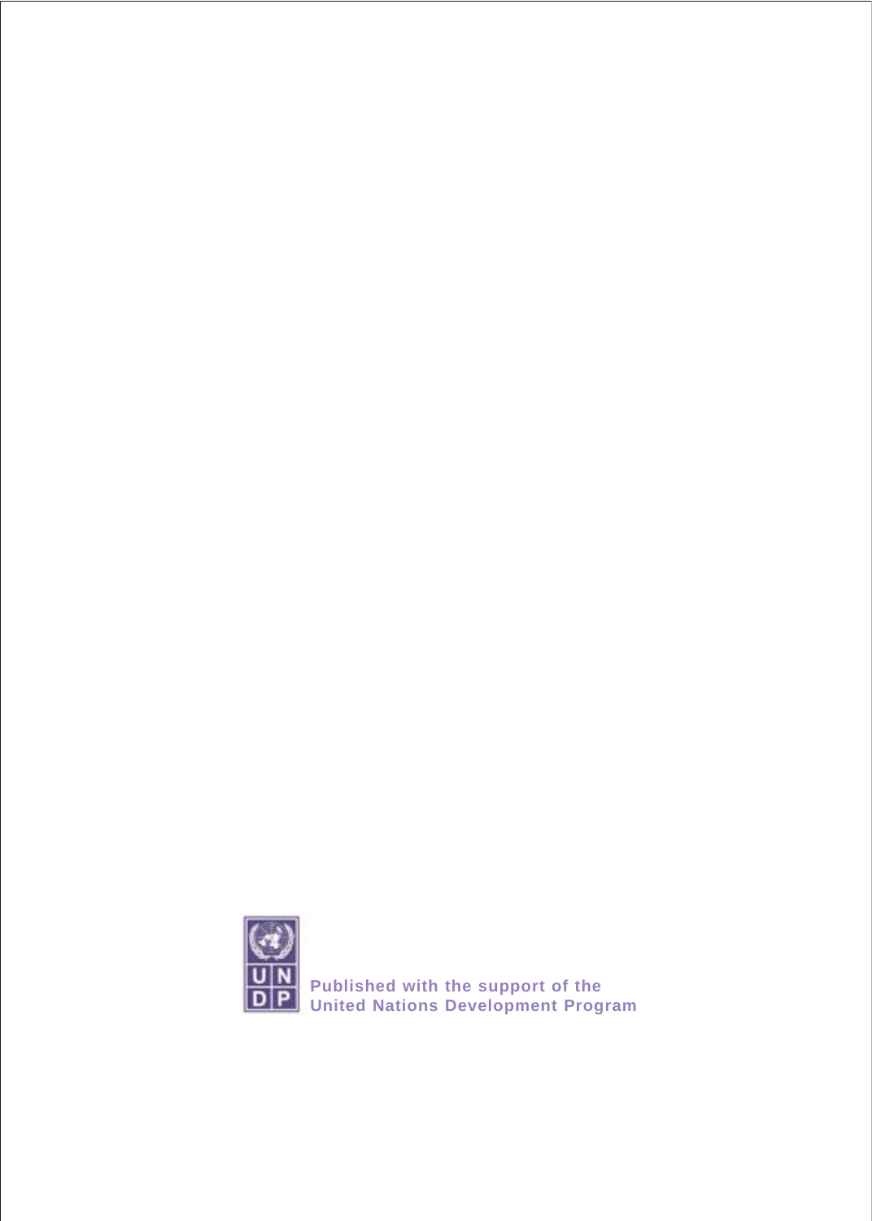Published with the support of the
United Nations Development Program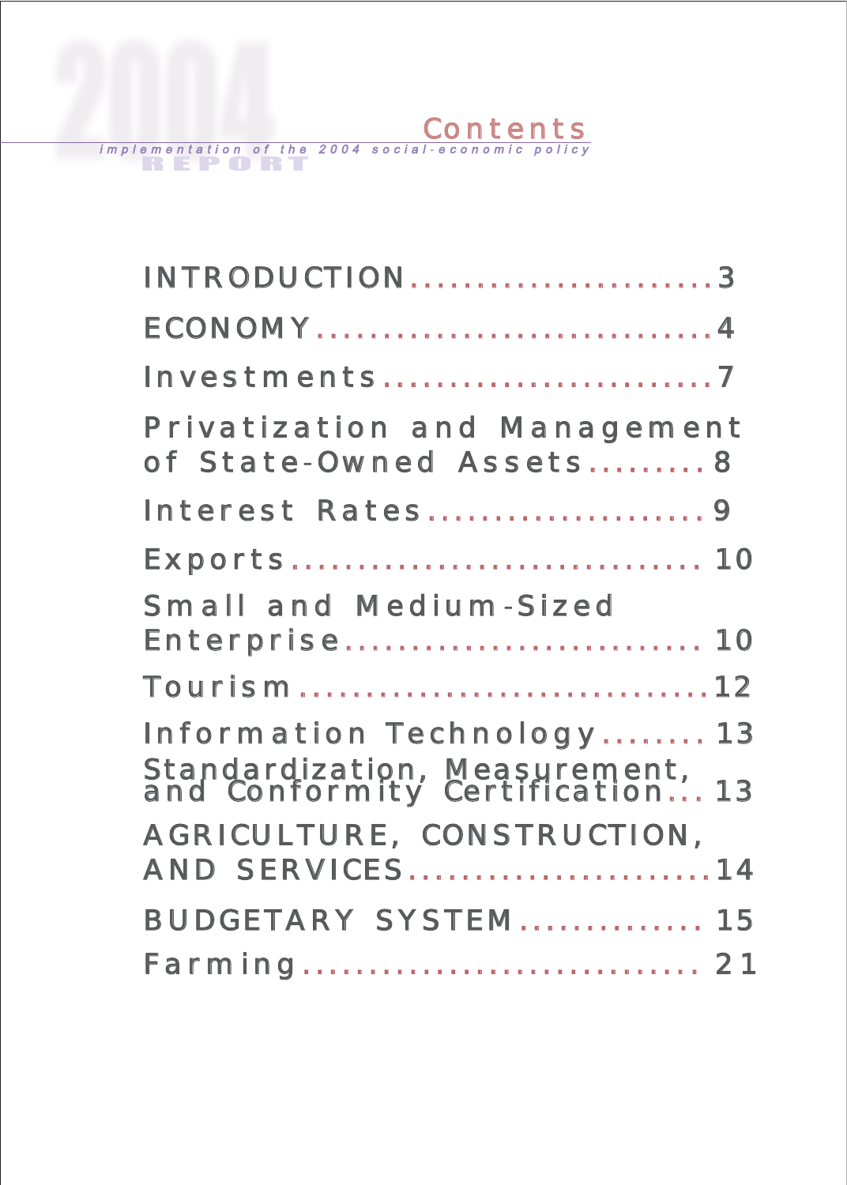# Contents

*implementation of the 2004 social-economic policy*

**2004 REPORT**

INTRODUCTION........................3

ECONOMY...............................4

Investments.........................7

Privatization and Management of State-Owned Assets.........8

Interest Rates.....................9

Exports............................... 10

Small and Medium-Sized Enterprise........................... 10

Tourism...............................12

Information Technology........ 13

Standardization, Measurement, and Conformity Certification... 13

AGRICULTURE, CONSTRUCTION, AND SERVICES......................14

BUDGETARY SYSTEM............. 15

Farming............................. 21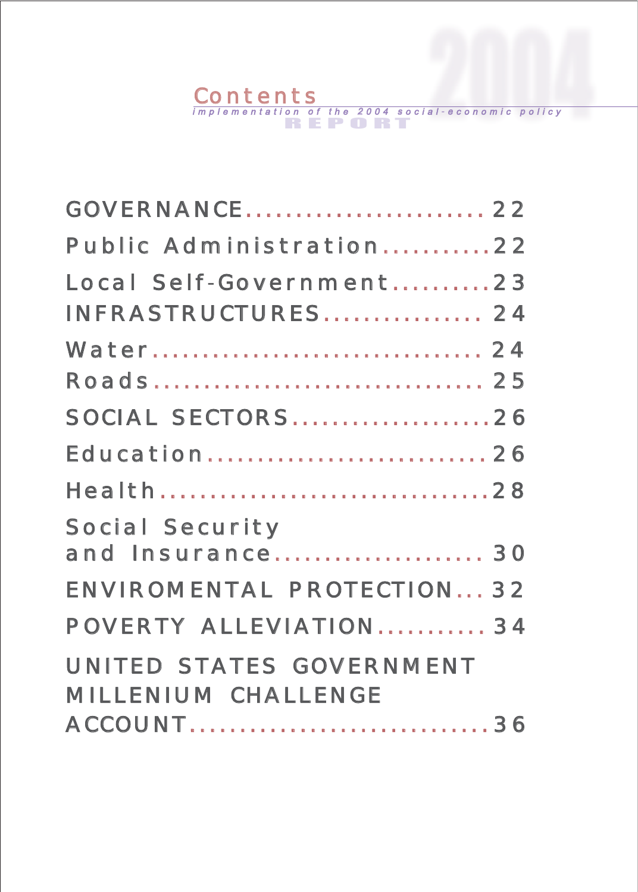# Contents

*implementation of the 2004 social-economic policy*

REPORT

GOVERNANCE........................22

Public Administration...........22

Local Self-Government..........23

INFRASTRUCTURES................ 24

Water................................. 24

Roads................................ 25

SOCIAL SECTORS....................26

Education............................26

Health...............................28

Social Security
and Insurance..................... 30

ENVIROMENTAL PROTECTION... 32

POVERTY ALLEVIATION........... 34

UNITED STATES GOVERNMENT
MILLENIUM CHALLENGE
ACCOUNT.............................36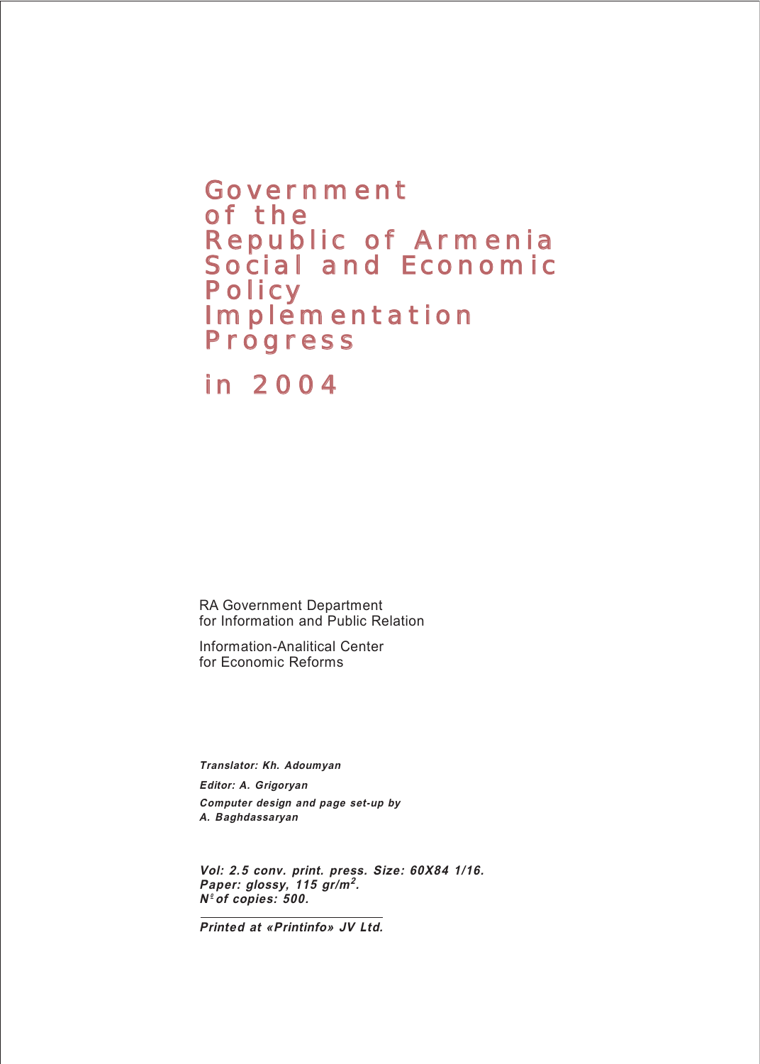# Government of the Republic of Armenia Social and Economic Policy Implementation Progress

# in 2004

RA Government Department
for Information and Public Relation

Information-Analitical Center
for Economic Reforms

***Translator: Kh. Adoumyan***

***Editor: A. Grigoryan***

***Computer design and page set-up by***
***A. Baghdassaryan***

***Vol: 2.5 conv. print. press. Size: 60X84 1/16.***
***Paper: glossy, 115 gr/m$^2$.***
***№ of copies: 500.***

---

***Printed at «Printinfo» JV Ltd.***